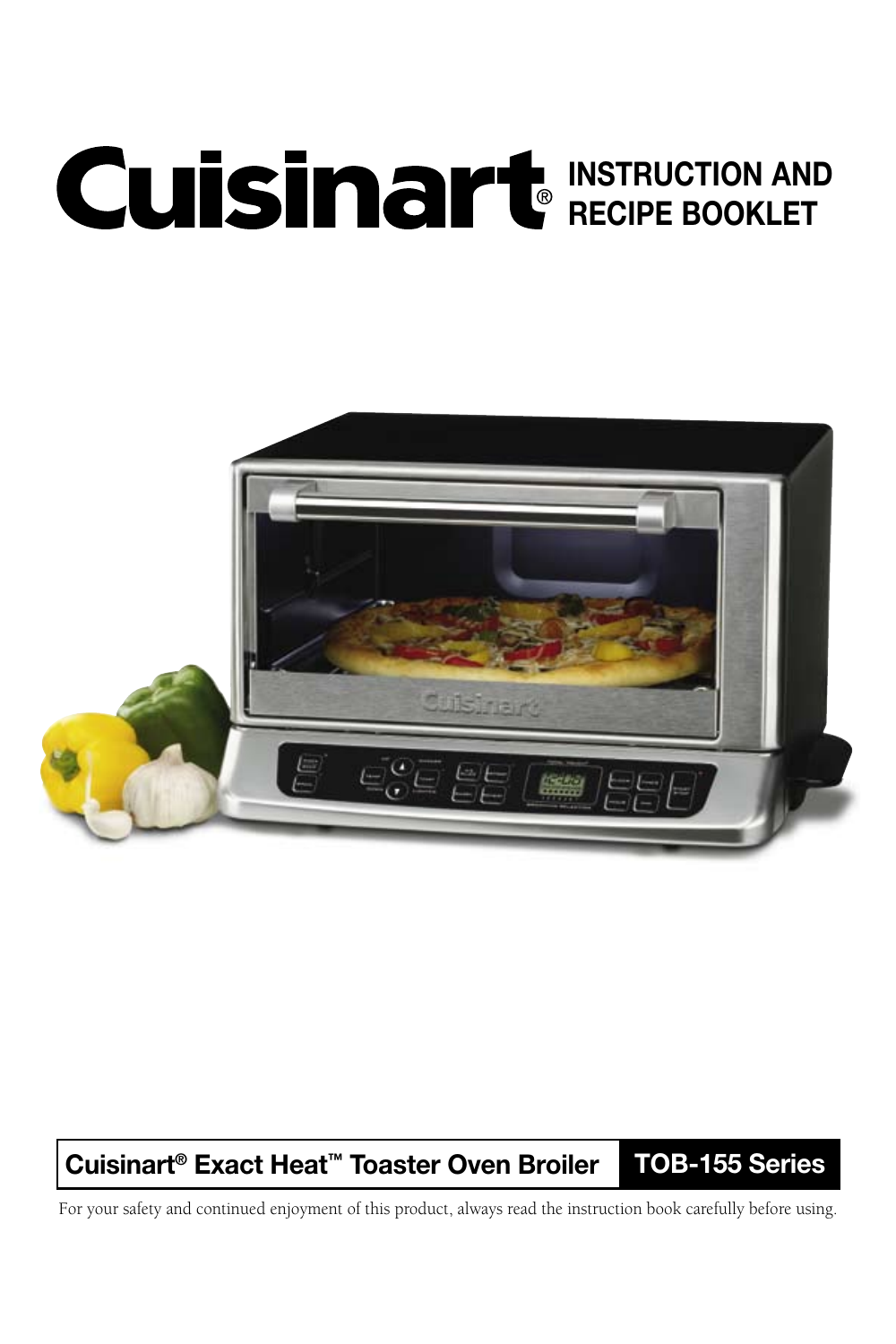# Cuisinart® INSTRUCTION AND RECIPE BOOKLET

**Cuisinart® Exact Heat™ Toaster Oven Broiler** **TOB-155 Series**

For your safety and continued enjoyment of this product, always read the instruction book carefully before using.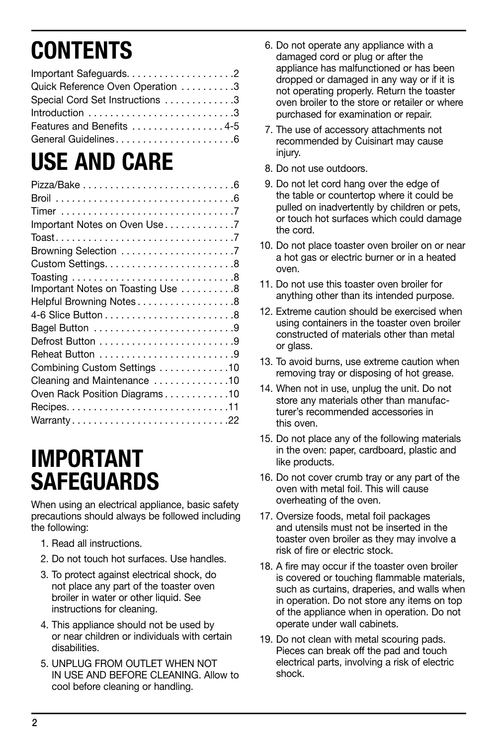# CONTENTS

| | |
|---|---|
| Important Safeguards | 2 |
| Quick Reference Oven Operation | 3 |
| Special Cord Set Instructions | 3 |
| Introduction | 3 |
| Features and Benefits | 4-5 |
| General Guidelines | 6 |

# USE AND CARE

| | |
|---|---|
| Pizza/Bake | 6 |
| Broil | 6 |
| Timer | 7 |
| Important Notes on Oven Use | 7 |
| Toast | 7 |
| Browning Selection | 7 |
| Custom Settings | 8 |
| Toasting | 8 |
| Important Notes on Toasting Use | 8 |
| Helpful Browning Notes | 8 |
| 4-6 Slice Button | 8 |
| Bagel Button | 9 |
| Defrost Button | 9 |
| Reheat Button | 9 |
| Combining Custom Settings | 10 |
| Cleaning and Maintenance | 10 |
| Oven Rack Position Diagrams | 10 |
| Recipes | 11 |
| Warranty | 22 |

# IMPORTANT SAFEGUARDS

When using an electrical appliance, basic safety precautions should always be followed including the following:

1. Read all instructions.
2. Do not touch hot surfaces. Use handles.
3. To protect against electrical shock, do not place any part of the toaster oven broiler in water or other liquid. See instructions for cleaning.
4. This appliance should not be used by or near children or individuals with certain disabilities.
5. UNPLUG FROM OUTLET WHEN NOT IN USE AND BEFORE CLEANING. Allow to cool before cleaning or handling.
6. Do not operate any appliance with a damaged cord or plug or after the appliance has malfunctioned or has been dropped or damaged in any way or if it is not operating properly. Return the toaster oven broiler to the store or retailer or where purchased for examination or repair.
7. The use of accessory attachments not recommended by Cuisinart may cause injury.
8. Do not use outdoors.
9. Do not let cord hang over the edge of the table or countertop where it could be pulled on inadvertently by children or pets, or touch hot surfaces which could damage the cord.
10. Do not place toaster oven broiler on or near a hot gas or electric burner or in a heated oven.
11. Do not use this toaster oven broiler for anything other than its intended purpose.
12. Extreme caution should be exercised when using containers in the toaster oven broiler constructed of materials other than metal or glass.
13. To avoid burns, use extreme caution when removing tray or disposing of hot grease.
14. When not in use, unplug the unit. Do not store any materials other than manufacturer's recommended accessories in this oven.
15. Do not place any of the following materials in the oven: paper, cardboard, plastic and like products.
16. Do not cover crumb tray or any part of the oven with metal foil. This will cause overheating of the oven.
17. Oversize foods, metal foil packages and utensils must not be inserted in the toaster oven broiler as they may involve a risk of fire or electric stock.
18. A fire may occur if the toaster oven broiler is covered or touching flammable materials, such as curtains, draperies, and walls when in operation. Do not store any items on top of the appliance when in operation. Do not operate under wall cabinets.
19. Do not clean with metal scouring pads. Pieces can break off the pad and touch electrical parts, involving a risk of electric shock.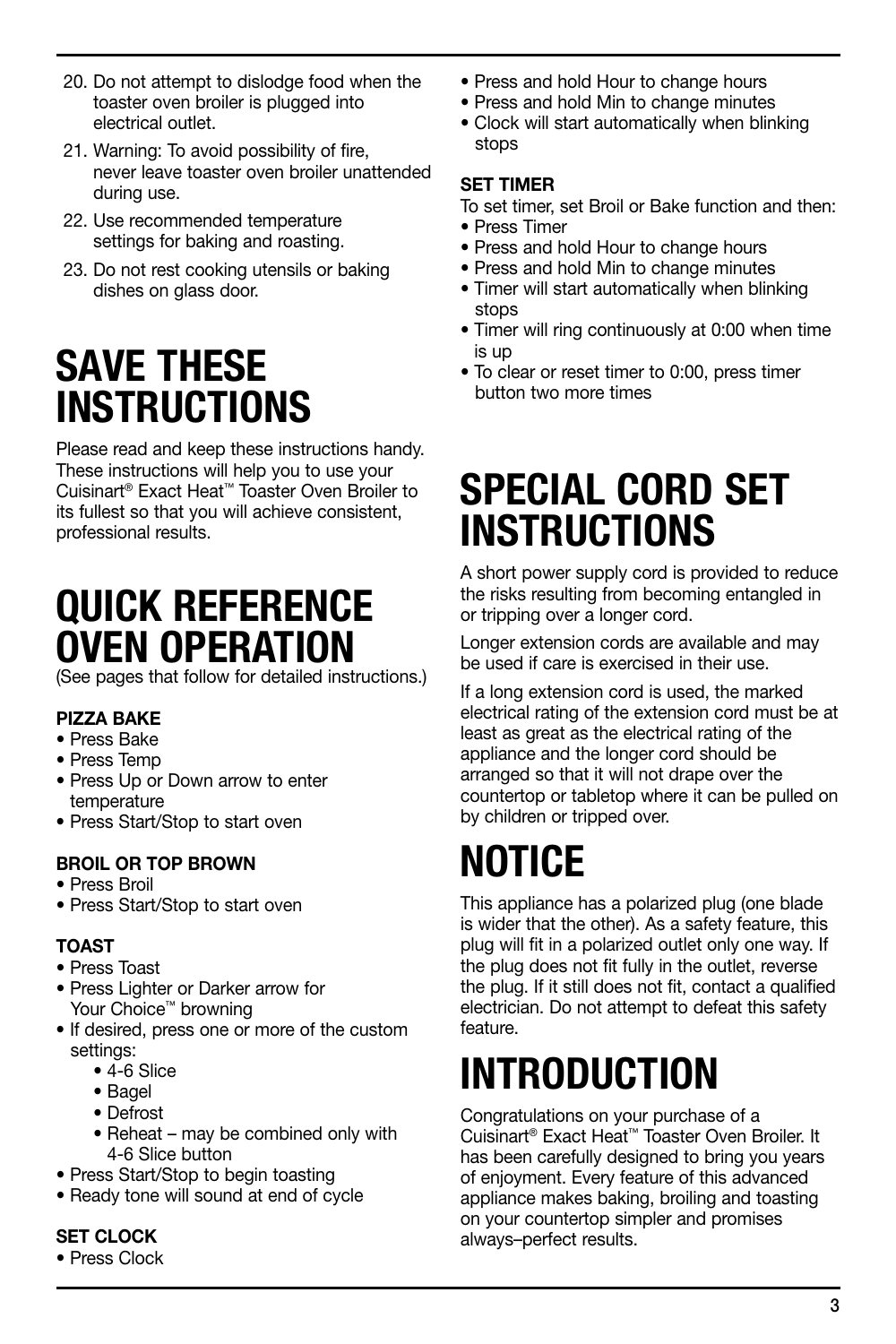20. Do not attempt to dislodge food when the toaster oven broiler is plugged into electrical outlet.
21. Warning: To avoid possibility of fire, never leave toaster oven broiler unattended during use.
22. Use recommended temperature settings for baking and roasting.
23. Do not rest cooking utensils or baking dishes on glass door.

# SAVE THESE INSTRUCTIONS

Please read and keep these instructions handy. These instructions will help you to use your Cuisinart® Exact Heat™ Toaster Oven Broiler to its fullest so that you will achieve consistent, professional results.

# QUICK REFERENCE OVEN OPERATION

(See pages that follow for detailed instructions.)

**PIZZA BAKE**
- Press Bake
- Press Temp
- Press Up or Down arrow to enter temperature
- Press Start/Stop to start oven

**BROIL OR TOP BROWN**
- Press Broil
- Press Start/Stop to start oven

**TOAST**
- Press Toast
- Press Lighter or Darker arrow for Your Choice™ browning
- If desired, press one or more of the custom settings:
  - 4-6 Slice
  - Bagel
  - Defrost
  - Reheat – may be combined only with 4-6 Slice button
- Press Start/Stop to begin toasting
- Ready tone will sound at end of cycle

**SET CLOCK**
- Press Clock
- Press and hold Hour to change hours
- Press and hold Min to change minutes
- Clock will start automatically when blinking stops

**SET TIMER**

To set timer, set Broil or Bake function and then:
- Press Timer
- Press and hold Hour to change hours
- Press and hold Min to change minutes
- Timer will start automatically when blinking stops
- Timer will ring continuously at 0:00 when time is up
- To clear or reset timer to 0:00, press timer button two more times

# SPECIAL CORD SET INSTRUCTIONS

A short power supply cord is provided to reduce the risks resulting from becoming entangled in or tripping over a longer cord.

Longer extension cords are available and may be used if care is exercised in their use.

If a long extension cord is used, the marked electrical rating of the extension cord must be at least as great as the electrical rating of the appliance and the longer cord should be arranged so that it will not drape over the countertop or tabletop where it can be pulled on by children or tripped over.

# NOTICE

This appliance has a polarized plug (one blade is wider that the other). As a safety feature, this plug will fit in a polarized outlet only one way. If the plug does not fit fully in the outlet, reverse the plug. If it still does not fit, contact a qualified electrician. Do not attempt to defeat this safety feature.

# INTRODUCTION

Congratulations on your purchase of a Cuisinart® Exact Heat™ Toaster Oven Broiler. It has been carefully designed to bring you years of enjoyment. Every feature of this advanced appliance makes baking, broiling and toasting on your countertop simpler and promises always–perfect results.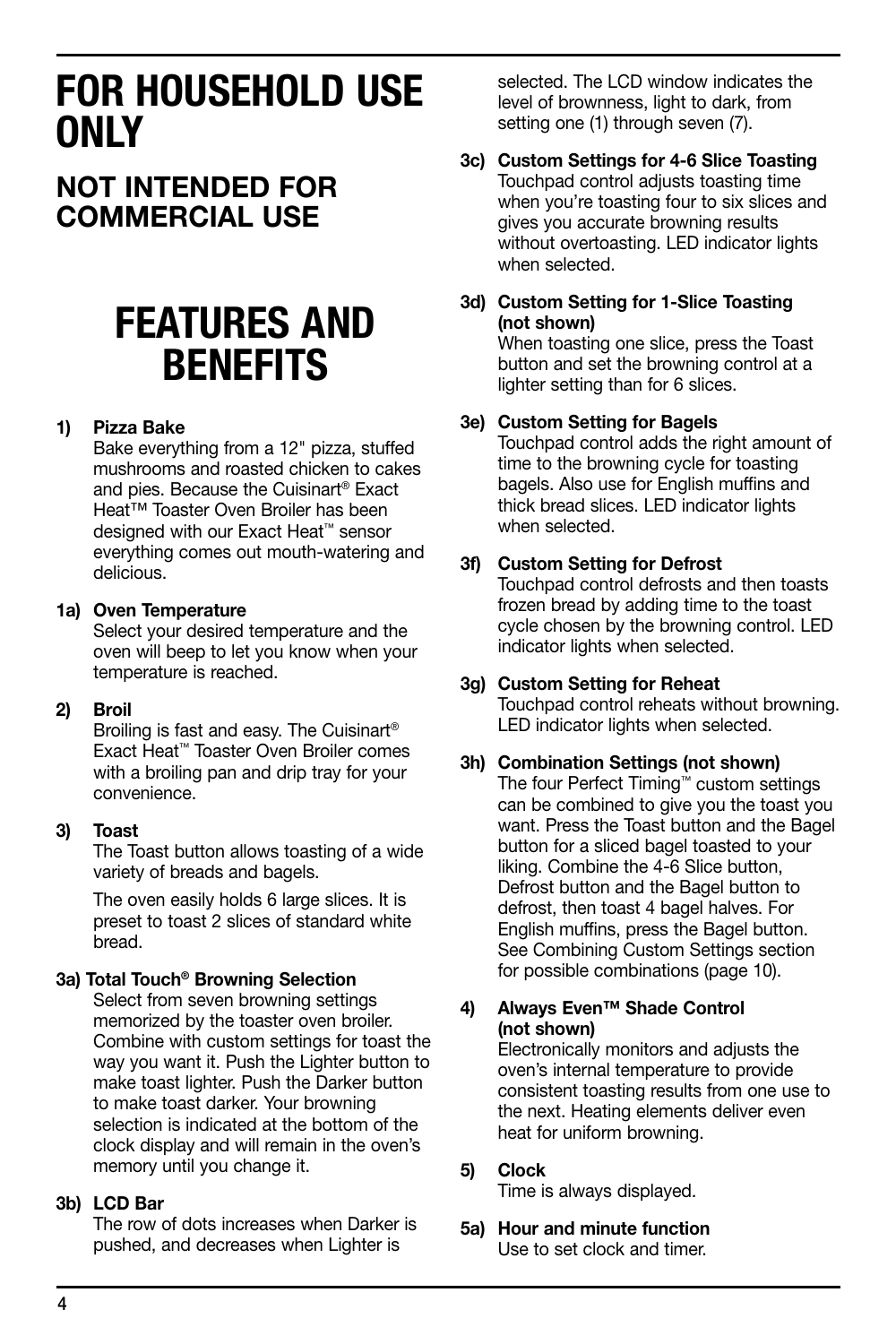# FOR HOUSEHOLD USE ONLY

## NOT INTENDED FOR COMMERCIAL USE

# FEATURES AND BENEFITS

**1) Pizza Bake**
Bake everything from a 12" pizza, stuffed mushrooms and roasted chicken to cakes and pies. Because the Cuisinart® Exact Heat™ Toaster Oven Broiler has been designed with our Exact Heat™ sensor everything comes out mouth-watering and delicious.

**1a) Oven Temperature**
Select your desired temperature and the oven will beep to let you know when your temperature is reached.

**2) Broil**
Broiling is fast and easy. The Cuisinart® Exact Heat™ Toaster Oven Broiler comes with a broiling pan and drip tray for your convenience.

**3) Toast**
The Toast button allows toasting of a wide variety of breads and bagels.

The oven easily holds 6 large slices. It is preset to toast 2 slices of standard white bread.

**3a) Total Touch® Browning Selection**
Select from seven browning settings memorized by the toaster oven broiler. Combine with custom settings for toast the way you want it. Push the Lighter button to make toast lighter. Push the Darker button to make toast darker. Your browning selection is indicated at the bottom of the clock display and will remain in the oven's memory until you change it.

**3b) LCD Bar**
The row of dots increases when Darker is pushed, and decreases when Lighter is selected. The LCD window indicates the level of brownness, light to dark, from setting one (1) through seven (7).

**3c) Custom Settings for 4-6 Slice Toasting**
Touchpad control adjusts toasting time when you're toasting four to six slices and gives you accurate browning results without overtoasting. LED indicator lights when selected.

**3d) Custom Setting for 1-Slice Toasting (not shown)**
When toasting one slice, press the Toast button and set the browning control at a lighter setting than for 6 slices.

**3e) Custom Setting for Bagels**
Touchpad control adds the right amount of time to the browning cycle for toasting bagels. Also use for English muffins and thick bread slices. LED indicator lights when selected.

**3f) Custom Setting for Defrost**
Touchpad control defrosts and then toasts frozen bread by adding time to the toast cycle chosen by the browning control. LED indicator lights when selected.

**3g) Custom Setting for Reheat**
Touchpad control reheats without browning. LED indicator lights when selected.

**3h) Combination Settings (not shown)**
The four Perfect Timing™ custom settings can be combined to give you the toast you want. Press the Toast button and the Bagel button for a sliced bagel toasted to your liking. Combine the 4-6 Slice button, Defrost button and the Bagel button to defrost, then toast 4 bagel halves. For English muffins, press the Bagel button. See Combining Custom Settings section for possible combinations (page 10).

**4) Always Even™ Shade Control (not shown)**
Electronically monitors and adjusts the oven's internal temperature to provide consistent toasting results from one use to the next. Heating elements deliver even heat for uniform browning.

**5) Clock**
Time is always displayed.

**5a) Hour and minute function**
Use to set clock and timer.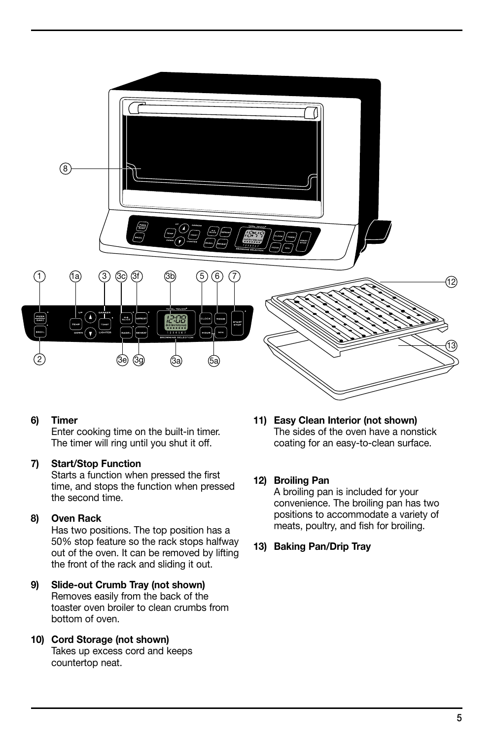6) **Timer**
   Enter cooking time on the built-in timer. The timer will ring until you shut it off.

7) **Start/Stop Function**
   Starts a function when pressed the first time, and stops the function when pressed the second time.

8) **Oven Rack**
   Has two positions. The top position has a 50% stop feature so the rack stops halfway out of the oven. It can be removed by lifting the front of the rack and sliding it out.

9) **Slide-out Crumb Tray (not shown)**
   Removes easily from the back of the toaster oven broiler to clean crumbs from bottom of oven.

10) **Cord Storage (not shown)**
    Takes up excess cord and keeps countertop neat.

11) **Easy Clean Interior (not shown)**
    The sides of the oven have a nonstick coating for an easy-to-clean surface.

12) **Broiling Pan**
    A broiling pan is included for your convenience. The broiling pan has two positions to accommodate a variety of meats, poultry, and fish for broiling.

13) **Baking Pan/Drip Tray**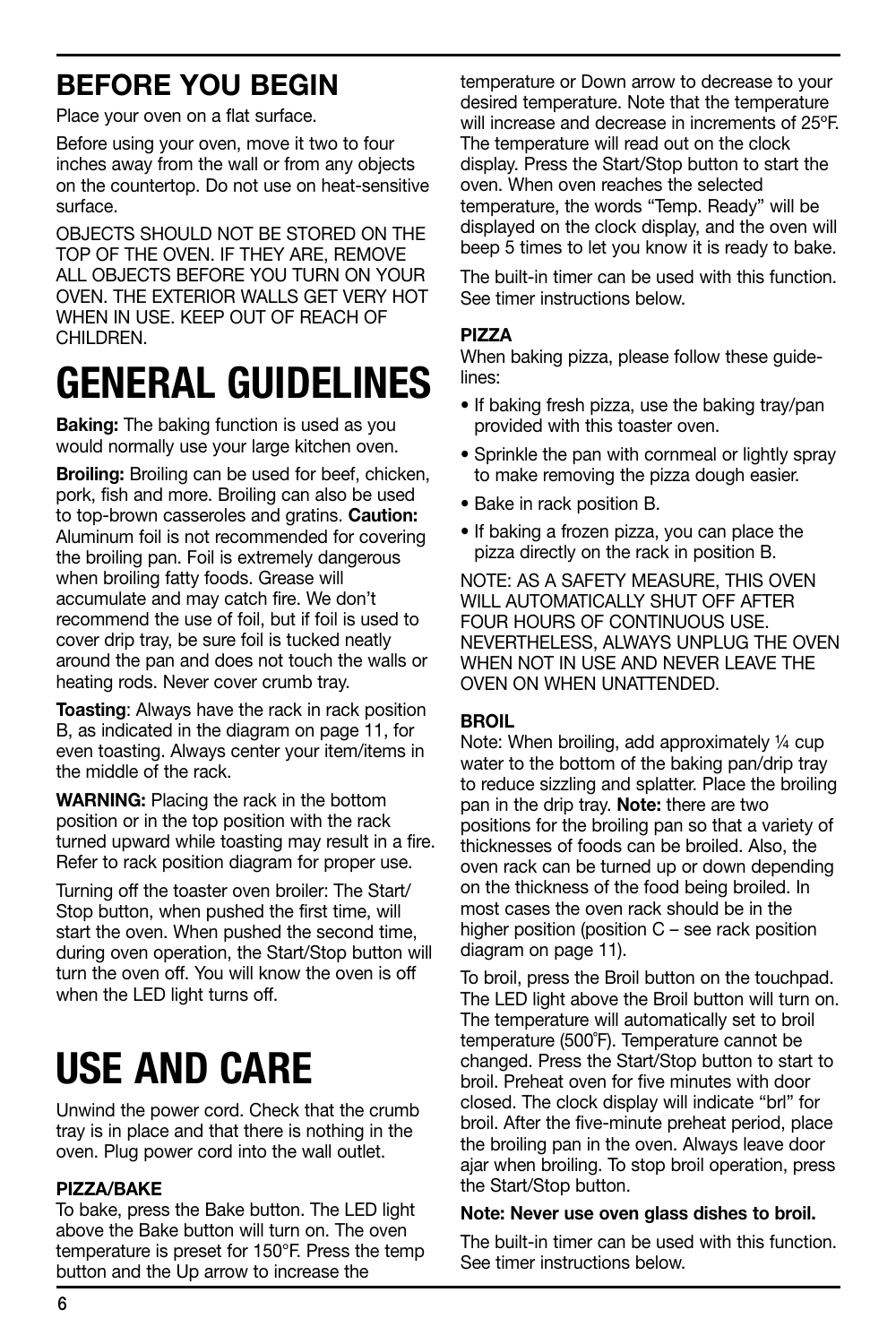## BEFORE YOU BEGIN

Place your oven on a flat surface.

Before using your oven, move it two to four inches away from the wall or from any objects on the countertop. Do not use on heat-sensitive surface.

OBJECTS SHOULD NOT BE STORED ON THE TOP OF THE OVEN. IF THEY ARE, REMOVE ALL OBJECTS BEFORE YOU TURN ON YOUR OVEN. THE EXTERIOR WALLS GET VERY HOT WHEN IN USE. KEEP OUT OF REACH OF CHILDREN.

# GENERAL GUIDELINES

**Baking:** The baking function is used as you would normally use your large kitchen oven.

**Broiling:** Broiling can be used for beef, chicken, pork, fish and more. Broiling can also be used to top-brown casseroles and gratins. **Caution:** Aluminum foil is not recommended for covering the broiling pan. Foil is extremely dangerous when broiling fatty foods. Grease will accumulate and may catch fire. We don't recommend the use of foil, but if foil is used to cover drip tray, be sure foil is tucked neatly around the pan and does not touch the walls or heating rods. Never cover crumb tray.

**Toasting**: Always have the rack in rack position B, as indicated in the diagram on page 11, for even toasting. Always center your item/items in the middle of the rack.

**WARNING:** Placing the rack in the bottom position or in the top position with the rack turned upward while toasting may result in a fire. Refer to rack position diagram for proper use.

Turning off the toaster oven broiler: The Start/Stop button, when pushed the first time, will start the oven. When pushed the second time, during oven operation, the Start/Stop button will turn the oven off. You will know the oven is off when the LED light turns off.

# USE AND CARE

Unwind the power cord. Check that the crumb tray is in place and that there is nothing in the oven. Plug power cord into the wall outlet.

### PIZZA/BAKE

To bake, press the Bake button. The LED light above the Bake button will turn on. The oven temperature is preset for 150°F. Press the temp button and the Up arrow to increase the temperature or Down arrow to decrease to your desired temperature. Note that the temperature will increase and decrease in increments of 25ºF. The temperature will read out on the clock display. Press the Start/Stop button to start the oven. When oven reaches the selected temperature, the words "Temp. Ready" will be displayed on the clock display, and the oven will beep 5 times to let you know it is ready to bake.

The built-in timer can be used with this function. See timer instructions below.

### PIZZA

When baking pizza, please follow these guidelines:

- If baking fresh pizza, use the baking tray/pan provided with this toaster oven.
- Sprinkle the pan with cornmeal or lightly spray to make removing the pizza dough easier.
- Bake in rack position B.
- If baking a frozen pizza, you can place the pizza directly on the rack in position B.

NOTE: AS A SAFETY MEASURE, THIS OVEN WILL AUTOMATICALLY SHUT OFF AFTER FOUR HOURS OF CONTINUOUS USE. NEVERTHELESS, ALWAYS UNPLUG THE OVEN WHEN NOT IN USE AND NEVER LEAVE THE OVEN ON WHEN UNATTENDED.

### BROIL

Note: When broiling, add approximately ¼ cup water to the bottom of the baking pan/drip tray to reduce sizzling and splatter. Place the broiling pan in the drip tray. **Note:** there are two positions for the broiling pan so that a variety of thicknesses of foods can be broiled. Also, the oven rack can be turned up or down depending on the thickness of the food being broiled. In most cases the oven rack should be in the higher position (position C – see rack position diagram on page 11).

To broil, press the Broil button on the touchpad. The LED light above the Broil button will turn on. The temperature will automatically set to broil temperature (500˚F). Temperature cannot be changed. Press the Start/Stop button to start to broil. Preheat oven for five minutes with door closed. The clock display will indicate "brl" for broil. After the five-minute preheat period, place the broiling pan in the oven. Always leave door ajar when broiling. To stop broil operation, press the Start/Stop button.

**Note: Never use oven glass dishes to broil.**

The built-in timer can be used with this function. See timer instructions below.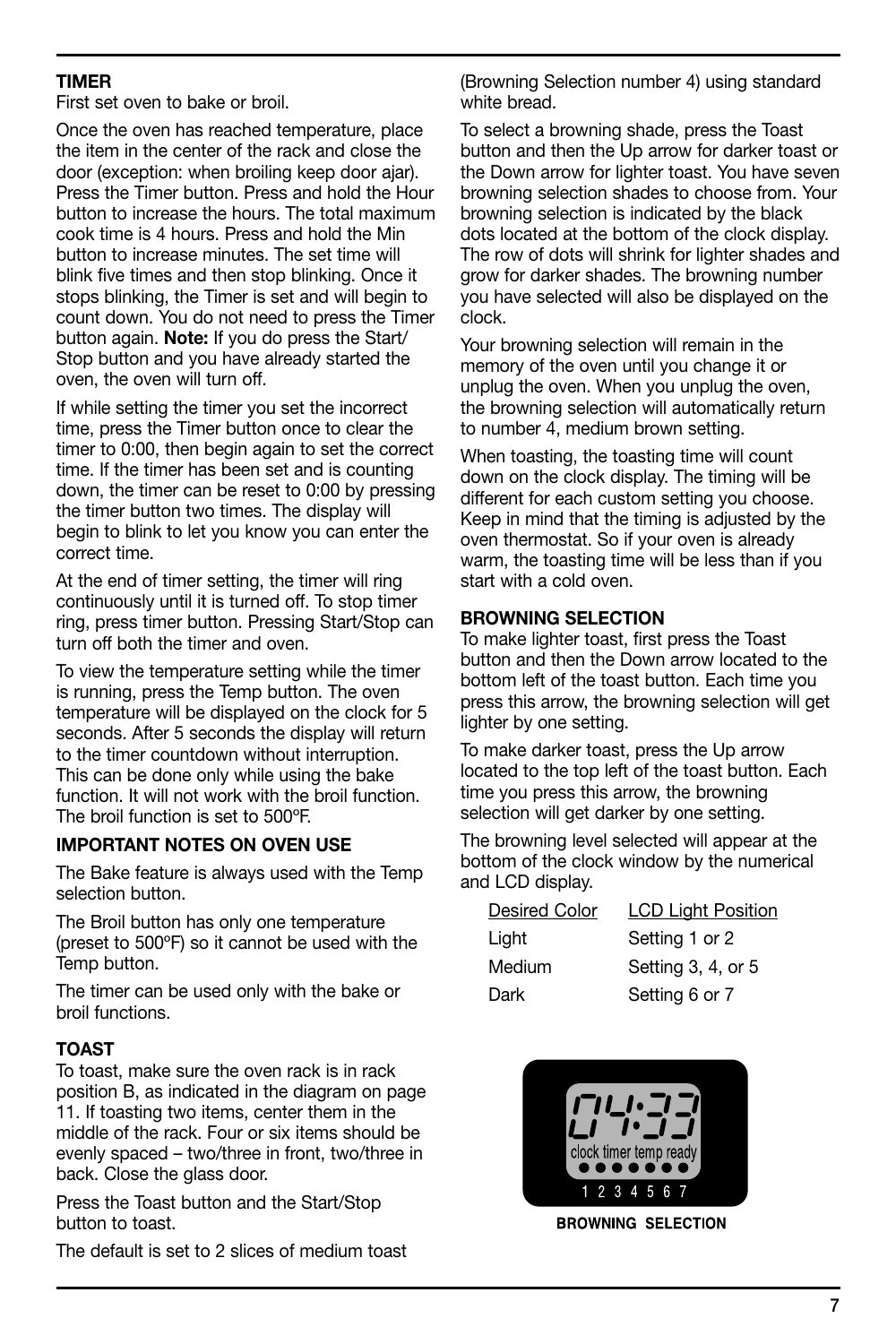### TIMER

First set oven to bake or broil.

Once the oven has reached temperature, place the item in the center of the rack and close the door (exception: when broiling keep door ajar). Press the Timer button. Press and hold the Hour button to increase the hours. The total maximum cook time is 4 hours. Press and hold the Min button to increase minutes. The set time will blink five times and then stop blinking. Once it stops blinking, the Timer is set and will begin to count down. You do not need to press the Timer button again. **Note:** If you do press the Start/Stop button and you have already started the oven, the oven will turn off.

If while setting the timer you set the incorrect time, press the Timer button once to clear the timer to 0:00, then begin again to set the correct time. If the timer has been set and is counting down, the timer can be reset to 0:00 by pressing the timer button two times. The display will begin to blink to let you know you can enter the correct time.

At the end of timer setting, the timer will ring continuously until it is turned off. To stop timer ring, press timer button. Pressing Start/Stop can turn off both the timer and oven.

To view the temperature setting while the timer is running, press the Temp button. The oven temperature will be displayed on the clock for 5 seconds. After 5 seconds the display will return to the timer countdown without interruption. This can be done only while using the bake function. It will not work with the broil function. The broil function is set to 500ºF.

### IMPORTANT NOTES ON OVEN USE

The Bake feature is always used with the Temp selection button.

The Broil button has only one temperature (preset to 500ºF) so it cannot be used with the Temp button.

The timer can be used only with the bake or broil functions.

### TOAST

To toast, make sure the oven rack is in rack position B, as indicated in the diagram on page 11. If toasting two items, center them in the middle of the rack. Four or six items should be evenly spaced – two/three in front, two/three in back. Close the glass door.

Press the Toast button and the Start/Stop button to toast.

The default is set to 2 slices of medium toast (Browning Selection number 4) using standard white bread.

To select a browning shade, press the Toast button and then the Up arrow for darker toast or the Down arrow for lighter toast. You have seven browning selection shades to choose from. Your browning selection is indicated by the black dots located at the bottom of the clock display. The row of dots will shrink for lighter shades and grow for darker shades. The browning number you have selected will also be displayed on the clock.

Your browning selection will remain in the memory of the oven until you change it or unplug the oven. When you unplug the oven, the browning selection will automatically return to number 4, medium brown setting.

When toasting, the toasting time will count down on the clock display. The timing will be different for each custom setting you choose. Keep in mind that the timing is adjusted by the oven thermostat. So if your oven is already warm, the toasting time will be less than if you start with a cold oven.

### BROWNING SELECTION

To make lighter toast, first press the Toast button and then the Down arrow located to the bottom left of the toast button. Each time you press this arrow, the browning selection will get lighter by one setting.

To make darker toast, press the Up arrow located to the top left of the toast button. Each time you press this arrow, the browning selection will get darker by one setting.

The browning level selected will appear at the bottom of the clock window by the numerical and LCD display.

| Desired Color | LCD Light Position |
|---|---|
| Light | Setting 1 or 2 |
| Medium | Setting 3, 4, or 5 |
| Dark | Setting 6 or 7 |

04:33
clock timer temp ready
1 2 3 4 5 6 7

BROWNING SELECTION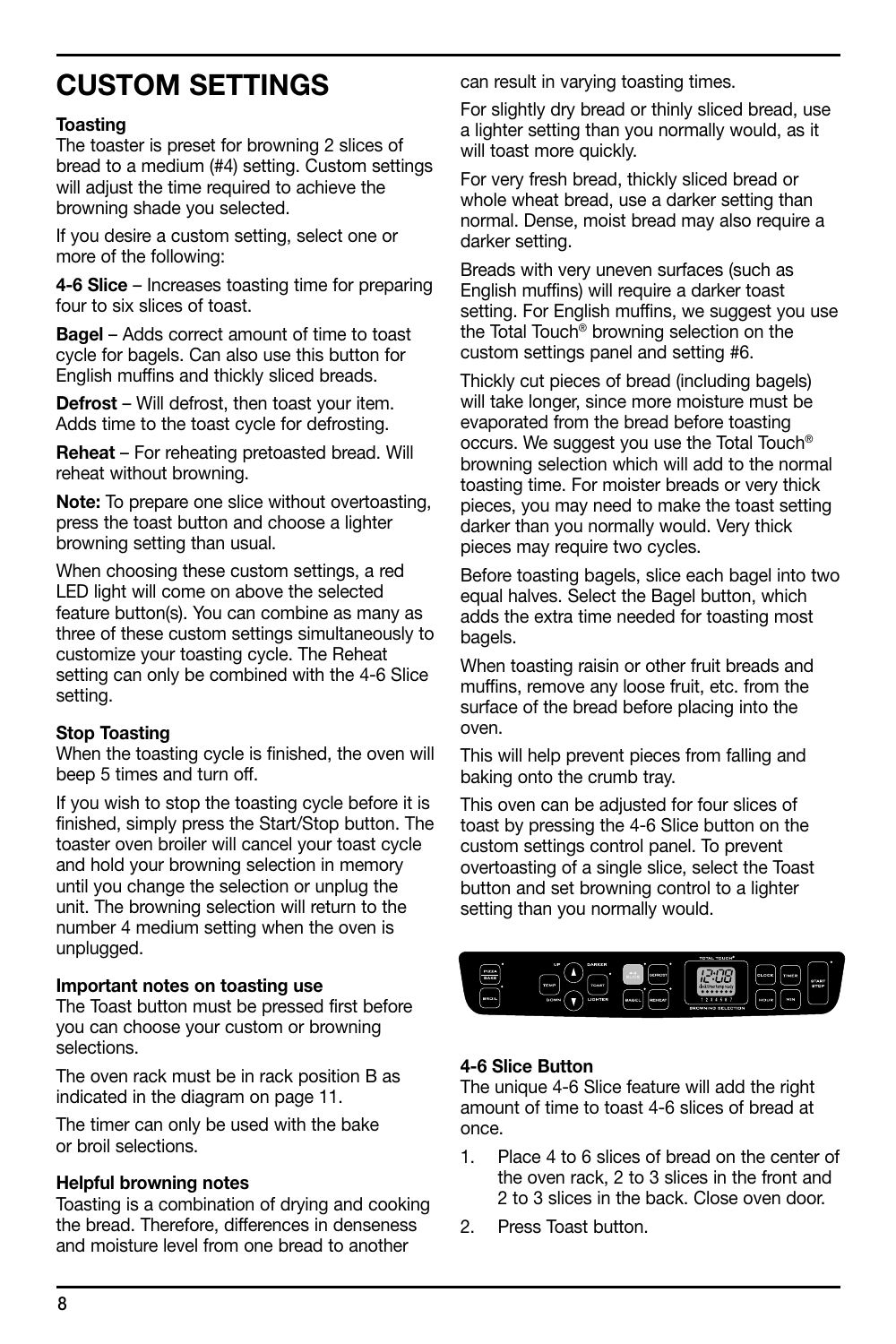# CUSTOM SETTINGS

### Toasting

The toaster is preset for browning 2 slices of bread to a medium (#4) setting. Custom settings will adjust the time required to achieve the browning shade you selected.

If you desire a custom setting, select one or more of the following:

**4-6 Slice** – Increases toasting time for preparing four to six slices of toast.

**Bagel** – Adds correct amount of time to toast cycle for bagels. Can also use this button for English muffins and thickly sliced breads.

**Defrost** – Will defrost, then toast your item. Adds time to the toast cycle for defrosting.

**Reheat** – For reheating pretoasted bread. Will reheat without browning.

**Note:** To prepare one slice without overtoasting, press the toast button and choose a lighter browning setting than usual.

When choosing these custom settings, a red LED light will come on above the selected feature button(s). You can combine as many as three of these custom settings simultaneously to customize your toasting cycle. The Reheat setting can only be combined with the 4-6 Slice setting.

### Stop Toasting

When the toasting cycle is finished, the oven will beep 5 times and turn off.

If you wish to stop the toasting cycle before it is finished, simply press the Start/Stop button. The toaster oven broiler will cancel your toast cycle and hold your browning selection in memory until you change the selection or unplug the unit. The browning selection will return to the number 4 medium setting when the oven is unplugged.

### Important notes on toasting use

The Toast button must be pressed first before you can choose your custom or browning selections.

The oven rack must be in rack position B as indicated in the diagram on page 11.

The timer can only be used with the bake or broil selections.

### Helpful browning notes

Toasting is a combination of drying and cooking the bread. Therefore, differences in denseness and moisture level from one bread to another can result in varying toasting times.

For slightly dry bread or thinly sliced bread, use a lighter setting than you normally would, as it will toast more quickly.

For very fresh bread, thickly sliced bread or whole wheat bread, use a darker setting than normal. Dense, moist bread may also require a darker setting.

Breads with very uneven surfaces (such as English muffins) will require a darker toast setting. For English muffins, we suggest you use the Total Touch® browning selection on the custom settings panel and setting #6.

Thickly cut pieces of bread (including bagels) will take longer, since more moisture must be evaporated from the bread before toasting occurs. We suggest you use the Total Touch® browning selection which will add to the normal toasting time. For moister breads or very thick pieces, you may need to make the toast setting darker than you normally would. Very thick pieces may require two cycles.

Before toasting bagels, slice each bagel into two equal halves. Select the Bagel button, which adds the extra time needed for toasting most bagels.

When toasting raisin or other fruit breads and muffins, remove any loose fruit, etc. from the surface of the bread before placing into the oven.

This will help prevent pieces from falling and baking onto the crumb tray.

This oven can be adjusted for four slices of toast by pressing the 4-6 Slice button on the custom settings control panel. To prevent overtoasting of a single slice, select the Toast button and set browning control to a lighter setting than you normally would.

### 4-6 Slice Button

The unique 4-6 Slice feature will add the right amount of time to toast 4-6 slices of bread at once.

1. Place 4 to 6 slices of bread on the center of the oven rack, 2 to 3 slices in the front and 2 to 3 slices in the back. Close oven door.
2. Press Toast button.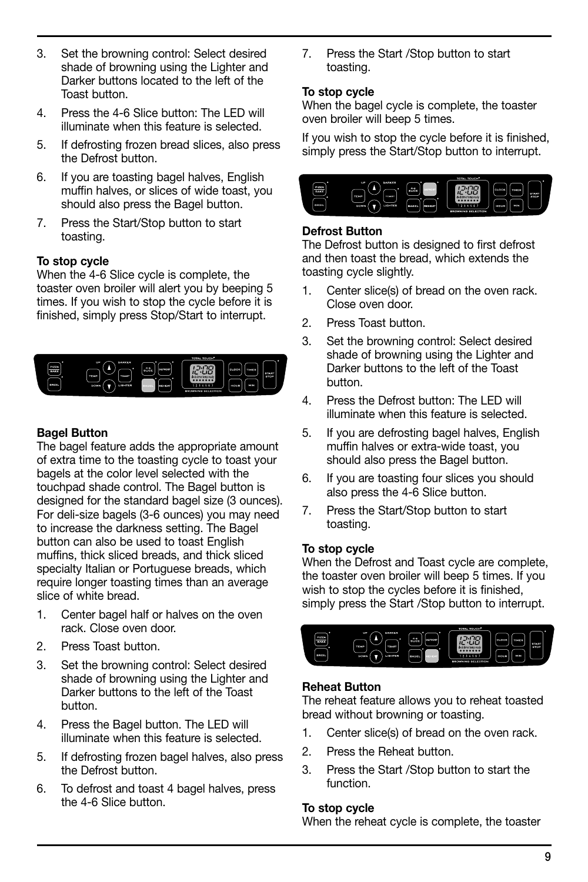3. Set the browning control: Select desired shade of browning using the Lighter and Darker buttons located to the left of the Toast button.
4. Press the 4-6 Slice button: The LED will illuminate when this feature is selected.
5. If defrosting frozen bread slices, also press the Defrost button.
6. If you are toasting bagel halves, English muffin halves, or slices of wide toast, you should also press the Bagel button.
7. Press the Start/Stop button to start toasting.

**To stop cycle**
When the 4-6 Slice cycle is complete, the toaster oven broiler will alert you by beeping 5 times. If you wish to stop the cycle before it is finished, simply press Stop/Start to interrupt.

**Bagel Button**
The bagel feature adds the appropriate amount of extra time to the toasting cycle to toast your bagels at the color level selected with the touchpad shade control. The Bagel button is designed for the standard bagel size (3 ounces). For deli-size bagels (3-6 ounces) you may need to increase the darkness setting. The Bagel button can also be used to toast English muffins, thick sliced breads, and thick sliced specialty Italian or Portuguese breads, which require longer toasting times than an average slice of white bread.

1. Center bagel half or halves on the oven rack. Close oven door.
2. Press Toast button.
3. Set the browning control: Select desired shade of browning using the Lighter and Darker buttons to the left of the Toast button.
4. Press the Bagel button. The LED will illuminate when this feature is selected.
5. If defrosting frozen bagel halves, also press the Defrost button.
6. To defrost and toast 4 bagel halves, press the 4-6 Slice button.
7. Press the Start /Stop button to start toasting.

**To stop cycle**
When the bagel cycle is complete, the toaster oven broiler will beep 5 times.

If you wish to stop the cycle before it is finished, simply press the Start/Stop button to interrupt.

**Defrost Button**
The Defrost button is designed to first defrost and then toast the bread, which extends the toasting cycle slightly.

1. Center slice(s) of bread on the oven rack. Close oven door.
2. Press Toast button.
3. Set the browning control: Select desired shade of browning using the Lighter and Darker buttons to the left of the Toast button.
4. Press the Defrost button: The LED will illuminate when this feature is selected.
5. If you are defrosting bagel halves, English muffin halves or extra-wide toast, you should also press the Bagel button.
6. If you are toasting four slices you should also press the 4-6 Slice button.
7. Press the Start/Stop button to start toasting.

**To stop cycle**
When the Defrost and Toast cycle are complete, the toaster oven broiler will beep 5 times. If you wish to stop the cycles before it is finished, simply press the Start /Stop button to interrupt.

**Reheat Button**
The reheat feature allows you to reheat toasted bread without browning or toasting.

1. Center slice(s) of bread on the oven rack.
2. Press the Reheat button.
3. Press the Start /Stop button to start the function.

**To stop cycle**
When the reheat cycle is complete, the toaster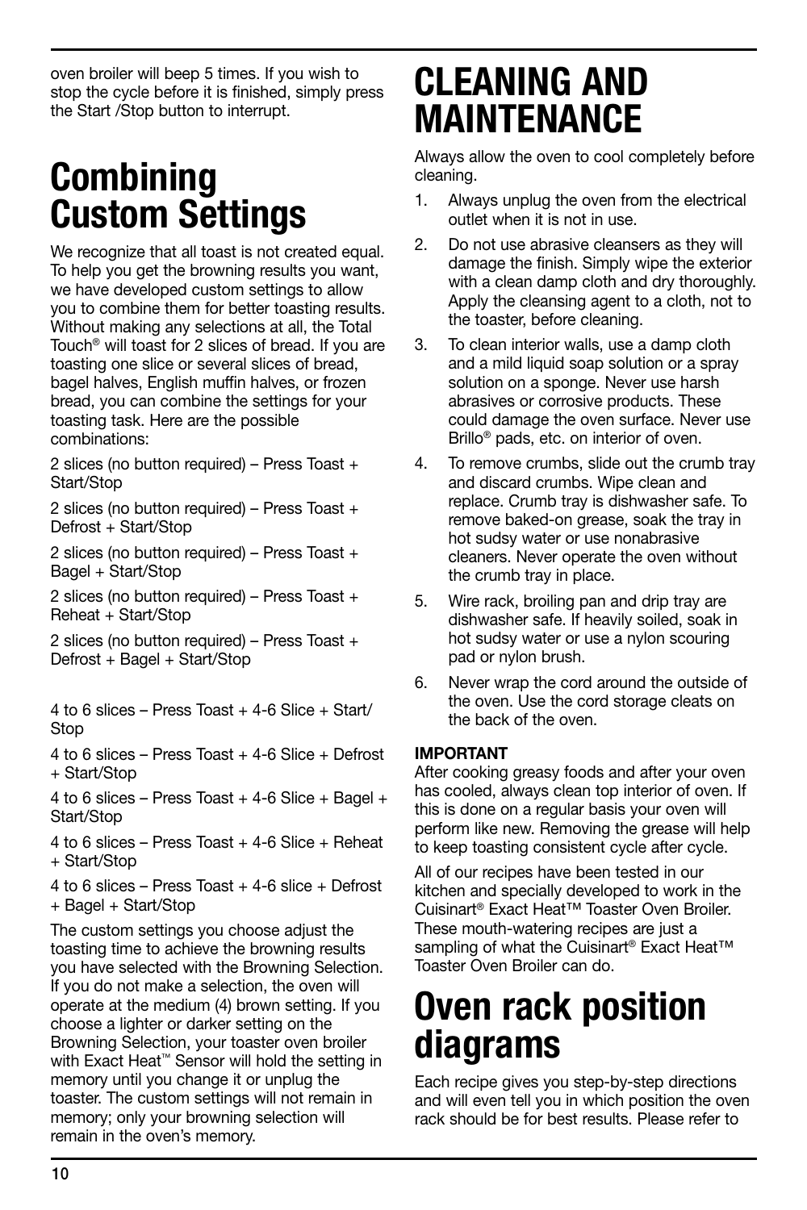oven broiler will beep 5 times. If you wish to stop the cycle before it is finished, simply press the Start /Stop button to interrupt.

# Combining Custom Settings

We recognize that all toast is not created equal. To help you get the browning results you want, we have developed custom settings to allow you to combine them for better toasting results. Without making any selections at all, the Total Touch® will toast for 2 slices of bread. If you are toasting one slice or several slices of bread, bagel halves, English muffin halves, or frozen bread, you can combine the settings for your toasting task. Here are the possible combinations:

2 slices (no button required) – Press Toast + Start/Stop

2 slices (no button required) – Press Toast + Defrost + Start/Stop

2 slices (no button required) – Press Toast + Bagel + Start/Stop

2 slices (no button required) – Press Toast + Reheat + Start/Stop

2 slices (no button required) – Press Toast + Defrost + Bagel + Start/Stop

4 to 6 slices – Press Toast + 4-6 Slice + Start/ Stop

4 to 6 slices – Press Toast + 4-6 Slice + Defrost + Start/Stop

4 to 6 slices – Press Toast + 4-6 Slice + Bagel + Start/Stop

4 to 6 slices – Press Toast + 4-6 Slice + Reheat + Start/Stop

4 to 6 slices – Press Toast + 4-6 slice + Defrost + Bagel + Start/Stop

The custom settings you choose adjust the toasting time to achieve the browning results you have selected with the Browning Selection. If you do not make a selection, the oven will operate at the medium (4) brown setting. If you choose a lighter or darker setting on the Browning Selection, your toaster oven broiler with Exact Heat™ Sensor will hold the setting in memory until you change it or unplug the toaster. The custom settings will not remain in memory; only your browning selection will remain in the oven's memory.

# CLEANING AND MAINTENANCE

Always allow the oven to cool completely before cleaning.

1. Always unplug the oven from the electrical outlet when it is not in use.
2. Do not use abrasive cleansers as they will damage the finish. Simply wipe the exterior with a clean damp cloth and dry thoroughly. Apply the cleansing agent to a cloth, not to the toaster, before cleaning.
3. To clean interior walls, use a damp cloth and a mild liquid soap solution or a spray solution on a sponge. Never use harsh abrasives or corrosive products. These could damage the oven surface. Never use Brillo® pads, etc. on interior of oven.
4. To remove crumbs, slide out the crumb tray and discard crumbs. Wipe clean and replace. Crumb tray is dishwasher safe. To remove baked-on grease, soak the tray in hot sudsy water or use nonabrasive cleaners. Never operate the oven without the crumb tray in place.
5. Wire rack, broiling pan and drip tray are dishwasher safe. If heavily soiled, soak in hot sudsy water or use a nylon scouring pad or nylon brush.
6. Never wrap the cord around the outside of the oven. Use the cord storage cleats on the back of the oven.

**IMPORTANT**
After cooking greasy foods and after your oven has cooled, always clean top interior of oven. If this is done on a regular basis your oven will perform like new. Removing the grease will help to keep toasting consistent cycle after cycle.

All of our recipes have been tested in our kitchen and specially developed to work in the Cuisinart® Exact Heat™ Toaster Oven Broiler. These mouth-watering recipes are just a sampling of what the Cuisinart® Exact Heat™ Toaster Oven Broiler can do.

# Oven rack position diagrams

Each recipe gives you step-by-step directions and will even tell you in which position the oven rack should be for best results. Please refer to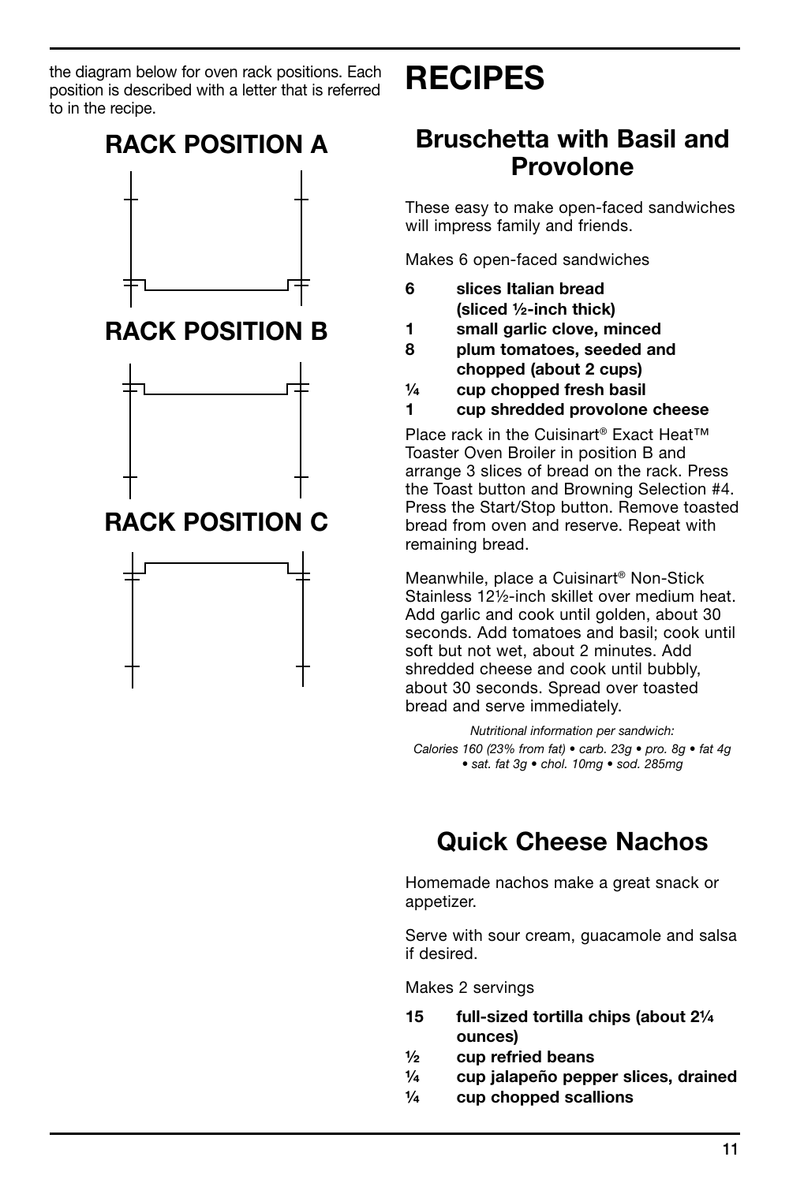the diagram below for oven rack positions. Each position is described with a letter that is referred to in the recipe.

## RACK POSITION A

## RACK POSITION B

## RACK POSITION C

# RECIPES

## Bruschetta with Basil and Provolone

These easy to make open-faced sandwiches will impress family and friends.

Makes 6 open-faced sandwiches

- **6 slices Italian bread (sliced ½-inch thick)**
- **1 small garlic clove, minced**
- **8 plum tomatoes, seeded and chopped (about 2 cups)**
- **¼ cup chopped fresh basil**
- **1 cup shredded provolone cheese**

Place rack in the Cuisinart® Exact Heat™ Toaster Oven Broiler in position B and arrange 3 slices of bread on the rack. Press the Toast button and Browning Selection #4. Press the Start/Stop button. Remove toasted bread from oven and reserve. Repeat with remaining bread.

Meanwhile, place a Cuisinart® Non-Stick Stainless 12½-inch skillet over medium heat. Add garlic and cook until golden, about 30 seconds. Add tomatoes and basil; cook until soft but not wet, about 2 minutes. Add shredded cheese and cook until bubbly, about 30 seconds. Spread over toasted bread and serve immediately.

*Nutritional information per sandwich:*
*Calories 160 (23% from fat) • carb. 23g • pro. 8g • fat 4g • sat. fat 3g • chol. 10mg • sod. 285mg*

## Quick Cheese Nachos

Homemade nachos make a great snack or appetizer.

Serve with sour cream, guacamole and salsa if desired.

Makes 2 servings

- **15 full-sized tortilla chips (about 2¼ ounces)**
- **½ cup refried beans**
- **¼ cup jalapeño pepper slices, drained**
- **¼ cup chopped scallions**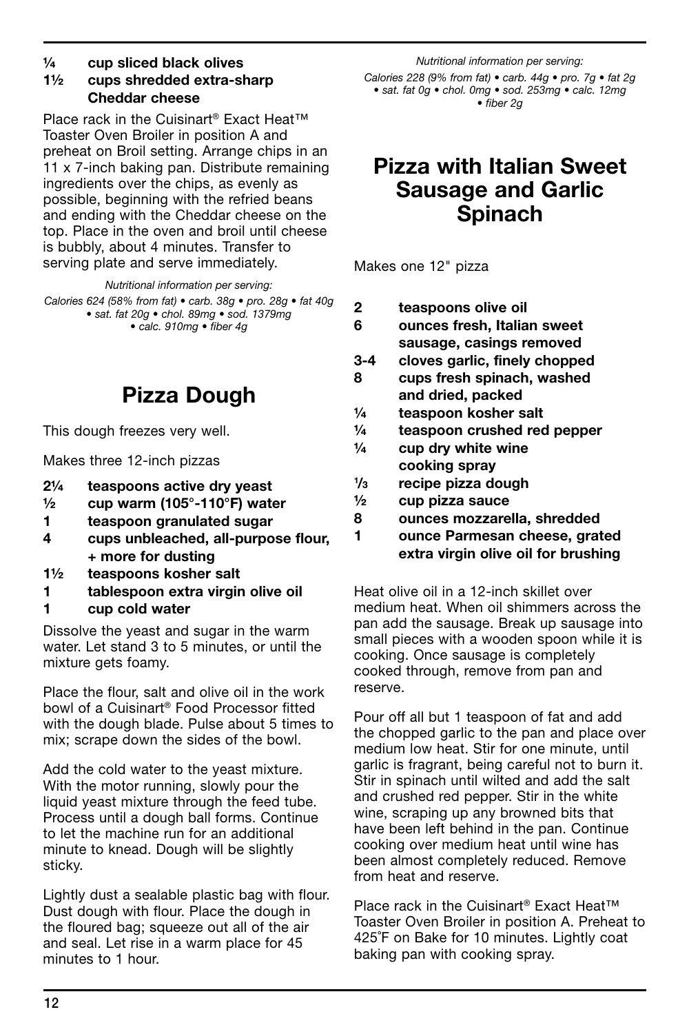**¼ cup sliced black olives**
**1½ cups shredded extra-sharp Cheddar cheese**

Place rack in the Cuisinart® Exact Heat™ Toaster Oven Broiler in position A and preheat on Broil setting. Arrange chips in an 11 x 7-inch baking pan. Distribute remaining ingredients over the chips, as evenly as possible, beginning with the refried beans and ending with the Cheddar cheese on the top. Place in the oven and broil until cheese is bubbly, about 4 minutes. Transfer to serving plate and serve immediately.

*Nutritional information per serving:*
*Calories 624 (58% from fat) • carb. 38g • pro. 28g • fat 40g • sat. fat 20g • chol. 89mg • sod. 1379mg • calc. 910mg • fiber 4g*

# Pizza Dough

This dough freezes very well.

Makes three 12-inch pizzas

**2¼ teaspoons active dry yeast**
**½ cup warm (105°-110°F) water**
**1 teaspoon granulated sugar**
**4 cups unbleached, all-purpose flour, + more for dusting**
**1½ teaspoons kosher salt**
**1 tablespoon extra virgin olive oil**
**1 cup cold water**

Dissolve the yeast and sugar in the warm water. Let stand 3 to 5 minutes, or until the mixture gets foamy.

Place the flour, salt and olive oil in the work bowl of a Cuisinart® Food Processor fitted with the dough blade. Pulse about 5 times to mix; scrape down the sides of the bowl.

Add the cold water to the yeast mixture. With the motor running, slowly pour the liquid yeast mixture through the feed tube. Process until a dough ball forms. Continue to let the machine run for an additional minute to knead. Dough will be slightly sticky.

Lightly dust a sealable plastic bag with flour. Dust dough with flour. Place the dough in the floured bag; squeeze out all of the air and seal. Let rise in a warm place for 45 minutes to 1 hour.

*Nutritional information per serving:*
*Calories 228 (9% from fat) • carb. 44g • pro. 7g • fat 2g • sat. fat 0g • chol. 0mg • sod. 253mg • calc. 12mg • fiber 2g*

# Pizza with Italian Sweet Sausage and Garlic Spinach

Makes one 12" pizza

**2 teaspoons olive oil**
**6 ounces fresh, Italian sweet sausage, casings removed**
**3-4 cloves garlic, finely chopped**
**8 cups fresh spinach, washed and dried, packed**
**¼ teaspoon kosher salt**
**¼ teaspoon crushed red pepper**
**¼ cup dry white wine**
**cooking spray**
**⅓ recipe pizza dough**
**½ cup pizza sauce**
**8 ounces mozzarella, shredded**
**1 ounce Parmesan cheese, grated**
**extra virgin olive oil for brushing**

Heat olive oil in a 12-inch skillet over medium heat. When oil shimmers across the pan add the sausage. Break up sausage into small pieces with a wooden spoon while it is cooking. Once sausage is completely cooked through, remove from pan and reserve.

Pour off all but 1 teaspoon of fat and add the chopped garlic to the pan and place over medium low heat. Stir for one minute, until garlic is fragrant, being careful not to burn it. Stir in spinach until wilted and add the salt and crushed red pepper. Stir in the white wine, scraping up any browned bits that have been left behind in the pan. Continue cooking over medium heat until wine has been almost completely reduced. Remove from heat and reserve.

Place rack in the Cuisinart® Exact Heat™ Toaster Oven Broiler in position A. Preheat to 425˚F on Bake for 10 minutes. Lightly coat baking pan with cooking spray.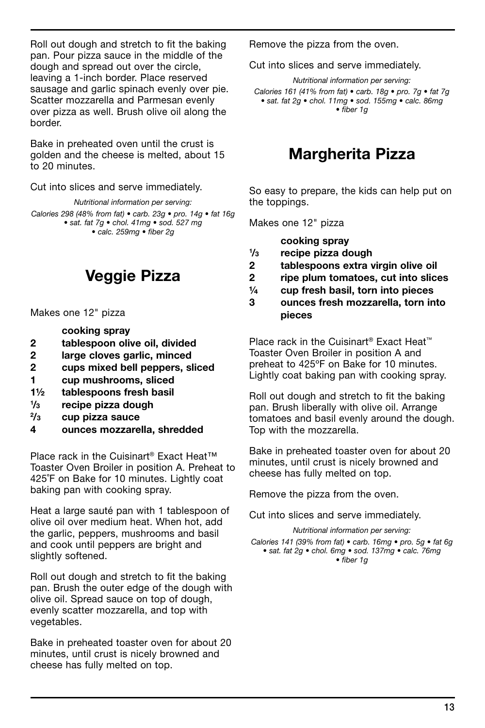Roll out dough and stretch to fit the baking pan. Pour pizza sauce in the middle of the dough and spread out over the circle, leaving a 1-inch border. Place reserved sausage and garlic spinach evenly over pie. Scatter mozzarella and Parmesan evenly over pizza as well. Brush olive oil along the border.

Bake in preheated oven until the crust is golden and the cheese is melted, about 15 to 20 minutes.

Cut into slices and serve immediately.

*Nutritional information per serving:*
*Calories 298 (48% from fat) • carb. 23g • pro. 14g • fat 16g • sat. fat 7g • chol. 41mg • sod. 527 mg • calc. 259mg • fiber 2g*

# Veggie Pizza

Makes one 12" pizza

**cooking spray**
**2 tablespoon olive oil, divided**
**2 large cloves garlic, minced**
**2 cups mixed bell peppers, sliced**
**1 cup mushrooms, sliced**
**1½ tablespoons fresh basil**
**⅓ recipe pizza dough**
**⅔ cup pizza sauce**
**4 ounces mozzarella, shredded**

Place rack in the Cuisinart® Exact Heat™ Toaster Oven Broiler in position A. Preheat to 425˚F on Bake for 10 minutes. Lightly coat baking pan with cooking spray.

Heat a large sauté pan with 1 tablespoon of olive oil over medium heat. When hot, add the garlic, peppers, mushrooms and basil and cook until peppers are bright and slightly softened.

Roll out dough and stretch to fit the baking pan. Brush the outer edge of the dough with olive oil. Spread sauce on top of dough, evenly scatter mozzarella, and top with vegetables.

Bake in preheated toaster oven for about 20 minutes, until crust is nicely browned and cheese has fully melted on top.

Remove the pizza from the oven.

Cut into slices and serve immediately.

*Nutritional information per serving:*
*Calories 161 (41% from fat) • carb. 18g • pro. 7g • fat 7g • sat. fat 2g • chol. 11mg • sod. 155mg • calc. 86mg • fiber 1g*

# Margherita Pizza

So easy to prepare, the kids can help put on the toppings.

Makes one 12" pizza

**cooking spray**
**⅓ recipe pizza dough**
**2 tablespoons extra virgin olive oil**
**2 ripe plum tomatoes, cut into slices**
**¼ cup fresh basil, torn into pieces**
**3 ounces fresh mozzarella, torn into pieces**

Place rack in the Cuisinart® Exact Heat™ Toaster Oven Broiler in position A and preheat to 425ºF on Bake for 10 minutes. Lightly coat baking pan with cooking spray.

Roll out dough and stretch to fit the baking pan. Brush liberally with olive oil. Arrange tomatoes and basil evenly around the dough. Top with the mozzarella.

Bake in preheated toaster oven for about 20 minutes, until crust is nicely browned and cheese has fully melted on top.

Remove the pizza from the oven.

Cut into slices and serve immediately.

*Nutritional information per serving:*
*Calories 141 (39% from fat) • carb. 16mg • pro. 5g • fat 6g • sat. fat 2g • chol. 6mg • sod. 137mg • calc. 76mg • fiber 1g*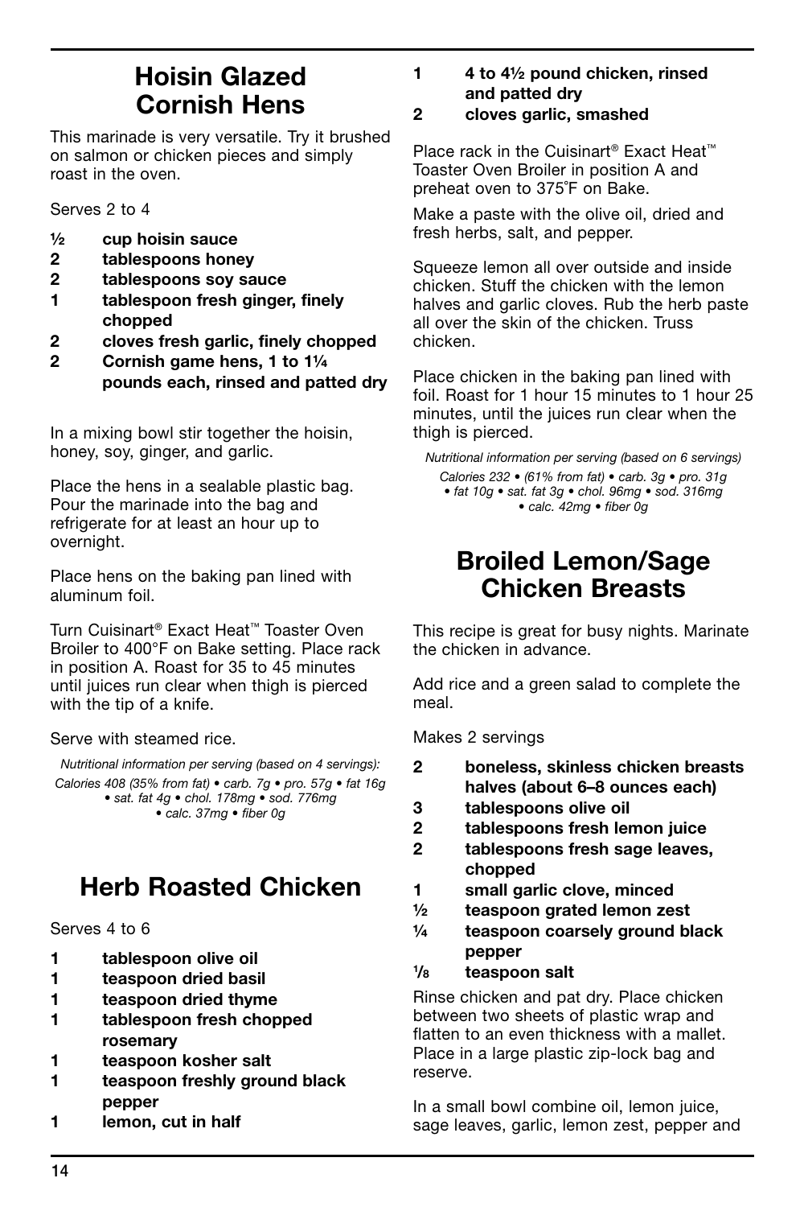# Hoisin Glazed Cornish Hens

This marinade is very versatile. Try it brushed on salmon or chicken pieces and simply roast in the oven.

Serves 2 to 4

- **½ cup hoisin sauce**
- **2 tablespoons honey**
- **2 tablespoons soy sauce**
- **1 tablespoon fresh ginger, finely chopped**
- **2 cloves fresh garlic, finely chopped**
- **2 Cornish game hens, 1 to 1¼ pounds each, rinsed and patted dry**

In a mixing bowl stir together the hoisin, honey, soy, ginger, and garlic.

Place the hens in a sealable plastic bag. Pour the marinade into the bag and refrigerate for at least an hour up to overnight.

Place hens on the baking pan lined with aluminum foil.

Turn Cuisinart® Exact Heat™ Toaster Oven Broiler to 400°F on Bake setting. Place rack in position A. Roast for 35 to 45 minutes until juices run clear when thigh is pierced with the tip of a knife.

Serve with steamed rice.

*Nutritional information per serving (based on 4 servings): Calories 408 (35% from fat) • carb. 7g • pro. 57g • fat 16g • sat. fat 4g • chol. 178mg • sod. 776mg • calc. 37mg • fiber 0g*

# Herb Roasted Chicken

Serves 4 to 6

- **1 tablespoon olive oil**
- **1 teaspoon dried basil**
- **1 teaspoon dried thyme**
- **1 tablespoon fresh chopped rosemary**
- **1 teaspoon kosher salt**
- **1 teaspoon freshly ground black pepper**
- **1 lemon, cut in half**
- **1 4 to 4½ pound chicken, rinsed and patted dry**
- **2 cloves garlic, smashed**

Place rack in the Cuisinart® Exact Heat™ Toaster Oven Broiler in position A and preheat oven to 375°F on Bake.

Make a paste with the olive oil, dried and fresh herbs, salt, and pepper.

Squeeze lemon all over outside and inside chicken. Stuff the chicken with the lemon halves and garlic cloves. Rub the herb paste all over the skin of the chicken. Truss chicken.

Place chicken in the baking pan lined with foil. Roast for 1 hour 15 minutes to 1 hour 25 minutes, until the juices run clear when the thigh is pierced.

*Nutritional information per serving (based on 6 servings) Calories 232 • (61% from fat) • carb. 3g • pro. 31g • fat 10g • sat. fat 3g • chol. 96mg • sod. 316mg • calc. 42mg • fiber 0g*

# Broiled Lemon/Sage Chicken Breasts

This recipe is great for busy nights. Marinate the chicken in advance.

Add rice and a green salad to complete the meal.

Makes 2 servings

- **2 boneless, skinless chicken breasts halves (about 6–8 ounces each)**
- **3 tablespoons olive oil**
- **2 tablespoons fresh lemon juice**
- **2 tablespoons fresh sage leaves, chopped**
- **1 small garlic clove, minced**
- **½ teaspoon grated lemon zest**
- **¼ teaspoon coarsely ground black pepper**
- **⅛ teaspoon salt**

Rinse chicken and pat dry. Place chicken between two sheets of plastic wrap and flatten to an even thickness with a mallet. Place in a large plastic zip-lock bag and reserve.

In a small bowl combine oil, lemon juice, sage leaves, garlic, lemon zest, pepper and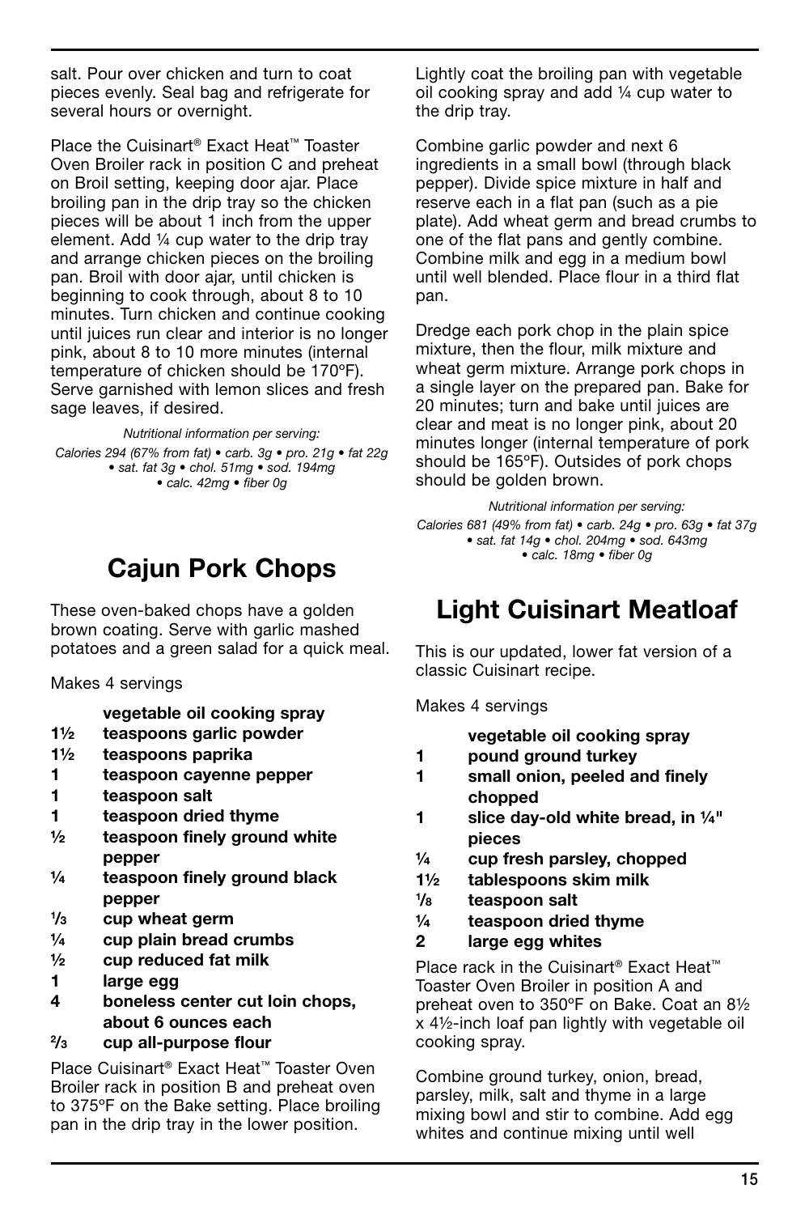salt. Pour over chicken and turn to coat pieces evenly. Seal bag and refrigerate for several hours or overnight.

Place the Cuisinart® Exact Heat™ Toaster Oven Broiler rack in position C and preheat on Broil setting, keeping door ajar. Place broiling pan in the drip tray so the chicken pieces will be about 1 inch from the upper element. Add ¼ cup water to the drip tray and arrange chicken pieces on the broiling pan. Broil with door ajar, until chicken is beginning to cook through, about 8 to 10 minutes. Turn chicken and continue cooking until juices run clear and interior is no longer pink, about 8 to 10 more minutes (internal temperature of chicken should be 170ºF). Serve garnished with lemon slices and fresh sage leaves, if desired.

*Nutritional information per serving:*
*Calories 294 (67% from fat) • carb. 3g • pro. 21g • fat 22g • sat. fat 3g • chol. 51mg • sod. 194mg • calc. 42mg • fiber 0g*

# Cajun Pork Chops

These oven-baked chops have a golden brown coating. Serve with garlic mashed potatoes and a green salad for a quick meal.

Makes 4 servings

- **vegetable oil cooking spray**
- **1½ teaspoons garlic powder**
- **1½ teaspoons paprika**
- **1 teaspoon cayenne pepper**
- **1 teaspoon salt**
- **1 teaspoon dried thyme**
- **½ teaspoon finely ground white pepper**
- **¼ teaspoon finely ground black pepper**
- **⅓ cup wheat germ**
- **¼ cup plain bread crumbs**
- **½ cup reduced fat milk**
- **1 large egg**
- **4 boneless center cut loin chops, about 6 ounces each**
- **⅔ cup all-purpose flour**

Place Cuisinart® Exact Heat™ Toaster Oven Broiler rack in position B and preheat oven to 375ºF on the Bake setting. Place broiling pan in the drip tray in the lower position. Lightly coat the broiling pan with vegetable oil cooking spray and add ¼ cup water to the drip tray.

Combine garlic powder and next 6 ingredients in a small bowl (through black pepper). Divide spice mixture in half and reserve each in a flat pan (such as a pie plate). Add wheat germ and bread crumbs to one of the flat pans and gently combine. Combine milk and egg in a medium bowl until well blended. Place flour in a third flat pan.

Dredge each pork chop in the plain spice mixture, then the flour, milk mixture and wheat germ mixture. Arrange pork chops in a single layer on the prepared pan. Bake for 20 minutes; turn and bake until juices are clear and meat is no longer pink, about 20 minutes longer (internal temperature of pork should be 165ºF). Outsides of pork chops should be golden brown.

*Nutritional information per serving:*
*Calories 681 (49% from fat) • carb. 24g • pro. 63g • fat 37g • sat. fat 14g • chol. 204mg • sod. 643mg • calc. 18mg • fiber 0g*

# Light Cuisinart Meatloaf

This is our updated, lower fat version of a classic Cuisinart recipe.

Makes 4 servings

- **vegetable oil cooking spray**
- **1 pound ground turkey**
- **1 small onion, peeled and finely chopped**
- **1 slice day-old white bread, in ¼" pieces**
- **¼ cup fresh parsley, chopped**
- **1½ tablespoons skim milk**
- **⅛ teaspoon salt**
- **¼ teaspoon dried thyme**
- **2 large egg whites**

Place rack in the Cuisinart® Exact Heat™ Toaster Oven Broiler in position A and preheat oven to 350ºF on Bake. Coat an 8½ x 4½-inch loaf pan lightly with vegetable oil cooking spray.

Combine ground turkey, onion, bread, parsley, milk, salt and thyme in a large mixing bowl and stir to combine. Add egg whites and continue mixing until well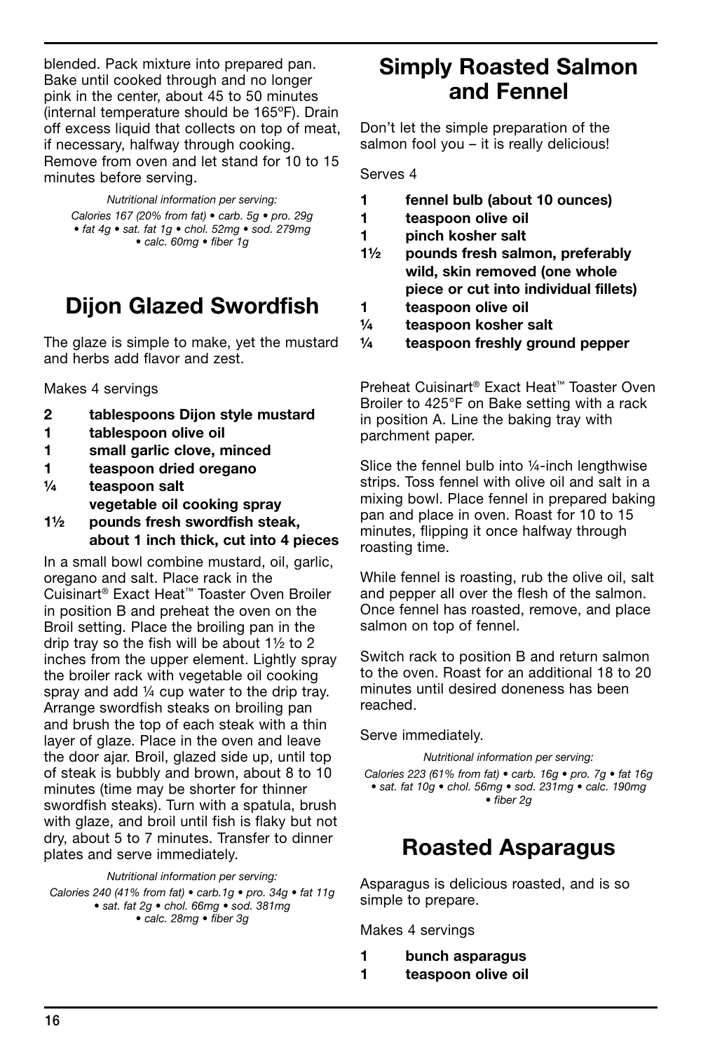blended. Pack mixture into prepared pan. Bake until cooked through and no longer pink in the center, about 45 to 50 minutes (internal temperature should be 165°F). Drain off excess liquid that collects on top of meat, if necessary, halfway through cooking. Remove from oven and let stand for 10 to 15 minutes before serving.

*Nutritional information per serving:*
*Calories 167 (20% from fat) • carb. 5g • pro. 29g • fat 4g • sat. fat 1g • chol. 52mg • sod. 279mg • calc. 60mg • fiber 1g*

# Dijon Glazed Swordfish

The glaze is simple to make, yet the mustard and herbs add flavor and zest.

Makes 4 servings

**2 tablespoons Dijon style mustard**
**1 tablespoon olive oil**
**1 small garlic clove, minced**
**1 teaspoon dried oregano**
**¼ teaspoon salt**
**vegetable oil cooking spray**
**1½ pounds fresh swordfish steak, about 1 inch thick, cut into 4 pieces**

In a small bowl combine mustard, oil, garlic, oregano and salt. Place rack in the Cuisinart® Exact Heat™ Toaster Oven Broiler in position B and preheat the oven on the Broil setting. Place the broiling pan in the drip tray so the fish will be about 1½ to 2 inches from the upper element. Lightly spray the broiler rack with vegetable oil cooking spray and add ¼ cup water to the drip tray. Arrange swordfish steaks on broiling pan and brush the top of each steak with a thin layer of glaze. Place in the oven and leave the door ajar. Broil, glazed side up, until top of steak is bubbly and brown, about 8 to 10 minutes (time may be shorter for thinner swordfish steaks). Turn with a spatula, brush with glaze, and broil until fish is flaky but not dry, about 5 to 7 minutes. Transfer to dinner plates and serve immediately.

*Nutritional information per serving:*
*Calories 240 (41% from fat) • carb.1g • pro. 34g • fat 11g • sat. fat 2g • chol. 66mg • sod. 381mg • calc. 28mg • fiber 3g*

# Simply Roasted Salmon and Fennel

Don't let the simple preparation of the salmon fool you – it is really delicious!

Serves 4

**1 fennel bulb (about 10 ounces)**
**1 teaspoon olive oil**
**1 pinch kosher salt**
**1½ pounds fresh salmon, preferably wild, skin removed (one whole piece or cut into individual fillets)**
**1 teaspoon olive oil**
**¼ teaspoon kosher salt**
**¼ teaspoon freshly ground pepper**

Preheat Cuisinart® Exact Heat™ Toaster Oven Broiler to 425°F on Bake setting with a rack in position A. Line the baking tray with parchment paper.

Slice the fennel bulb into ¼-inch lengthwise strips. Toss fennel with olive oil and salt in a mixing bowl. Place fennel in prepared baking pan and place in oven. Roast for 10 to 15 minutes, flipping it once halfway through roasting time.

While fennel is roasting, rub the olive oil, salt and pepper all over the flesh of the salmon. Once fennel has roasted, remove, and place salmon on top of fennel.

Switch rack to position B and return salmon to the oven. Roast for an additional 18 to 20 minutes until desired doneness has been reached.

Serve immediately.

*Nutritional information per serving:*
*Calories 223 (61% from fat) • carb. 16g • pro. 7g • fat 16g • sat. fat 10g • chol. 56mg • sod. 231mg • calc. 190mg • fiber 2g*

# Roasted Asparagus

Asparagus is delicious roasted, and is so simple to prepare.

Makes 4 servings

**1 bunch asparagus**
**1 teaspoon olive oil**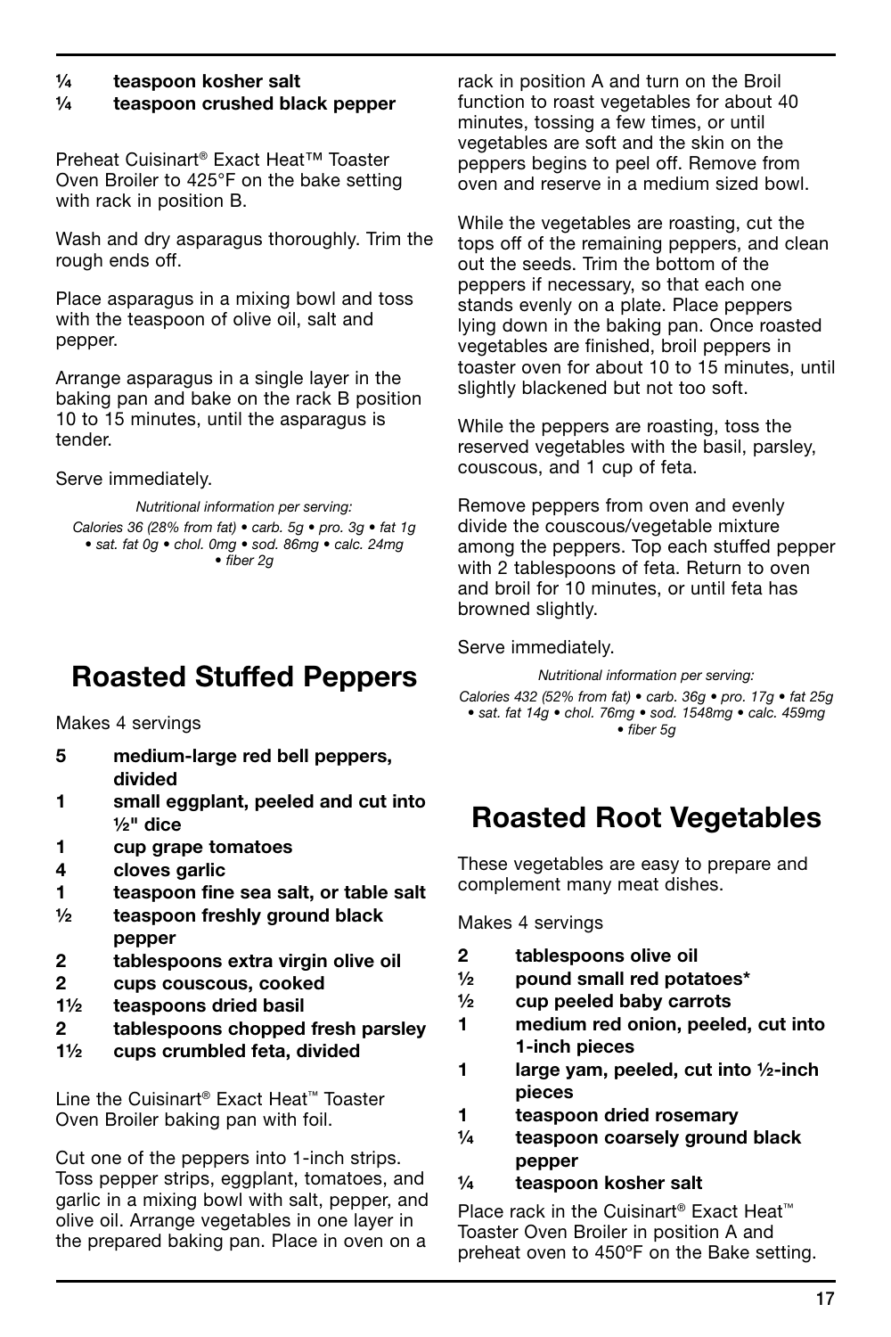**¼ teaspoon kosher salt**
**¼ teaspoon crushed black pepper**

Preheat Cuisinart® Exact Heat™ Toaster Oven Broiler to 425°F on the bake setting with rack in position B.

Wash and dry asparagus thoroughly. Trim the rough ends off.

Place asparagus in a mixing bowl and toss with the teaspoon of olive oil, salt and pepper.

Arrange asparagus in a single layer in the baking pan and bake on the rack B position 10 to 15 minutes, until the asparagus is tender.

Serve immediately.

*Nutritional information per serving:*
*Calories 36 (28% from fat) • carb. 5g • pro. 3g • fat 1g • sat. fat 0g • chol. 0mg • sod. 86mg • calc. 24mg • fiber 2g*

# Roasted Stuffed Peppers

Makes 4 servings

- **5 medium-large red bell peppers, divided**
- **1 small eggplant, peeled and cut into ½" dice**
- **1 cup grape tomatoes**
- **4 cloves garlic**
- **1 teaspoon fine sea salt, or table salt**
- **½ teaspoon freshly ground black pepper**
- **2 tablespoons extra virgin olive oil**
- **2 cups couscous, cooked**
- **1½ teaspoons dried basil**
- **2 tablespoons chopped fresh parsley**
- **1½ cups crumbled feta, divided**

Line the Cuisinart® Exact Heat™ Toaster Oven Broiler baking pan with foil.

Cut one of the peppers into 1-inch strips. Toss pepper strips, eggplant, tomatoes, and garlic in a mixing bowl with salt, pepper, and olive oil. Arrange vegetables in one layer in the prepared baking pan. Place in oven on a rack in position A and turn on the Broil function to roast vegetables for about 40 minutes, tossing a few times, or until vegetables are soft and the skin on the peppers begins to peel off. Remove from oven and reserve in a medium sized bowl.

While the vegetables are roasting, cut the tops off of the remaining peppers, and clean out the seeds. Trim the bottom of the peppers if necessary, so that each one stands evenly on a plate. Place peppers lying down in the baking pan. Once roasted vegetables are finished, broil peppers in toaster oven for about 10 to 15 minutes, until slightly blackened but not too soft.

While the peppers are roasting, toss the reserved vegetables with the basil, parsley, couscous, and 1 cup of feta.

Remove peppers from oven and evenly divide the couscous/vegetable mixture among the peppers. Top each stuffed pepper with 2 tablespoons of feta. Return to oven and broil for 10 minutes, or until feta has browned slightly.

Serve immediately.

*Nutritional information per serving:*
*Calories 432 (52% from fat) • carb. 36g • pro. 17g • fat 25g • sat. fat 14g • chol. 76mg • sod. 1548mg • calc. 459mg • fiber 5g*

# Roasted Root Vegetables

These vegetables are easy to prepare and complement many meat dishes.

Makes 4 servings

- **2 tablespoons olive oil**
- **½ pound small red potatoes***
- **½ cup peeled baby carrots**
- **1 medium red onion, peeled, cut into 1-inch pieces**
- **1 large yam, peeled, cut into ½-inch pieces**
- **1 teaspoon dried rosemary**
- **¼ teaspoon coarsely ground black pepper**
- **¼ teaspoon kosher salt**

Place rack in the Cuisinart® Exact Heat™ Toaster Oven Broiler in position A and preheat oven to 450ºF on the Bake setting.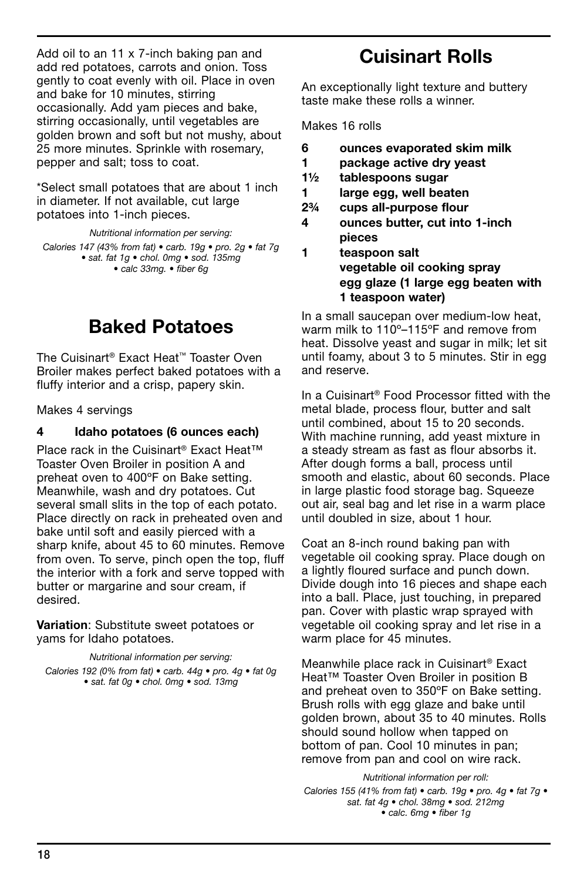Add oil to an 11 x 7-inch baking pan and add red potatoes, carrots and onion. Toss gently to coat evenly with oil. Place in oven and bake for 10 minutes, stirring occasionally. Add yam pieces and bake, stirring occasionally, until vegetables are golden brown and soft but not mushy, about 25 more minutes. Sprinkle with rosemary, pepper and salt; toss to coat.

*Select small potatoes that are about 1 inch in diameter. If not available, cut large potatoes into 1-inch pieces.

*Nutritional information per serving:*
*Calories 147 (43% from fat) • carb. 19g • pro. 2g • fat 7g • sat. fat 1g • chol. 0mg • sod. 135mg • calc 33mg. • fiber 6g*

# Baked Potatoes

The Cuisinart® Exact Heat™ Toaster Oven Broiler makes perfect baked potatoes with a fluffy interior and a crisp, papery skin.

Makes 4 servings

**4 Idaho potatoes (6 ounces each)**

Place rack in the Cuisinart® Exact Heat™ Toaster Oven Broiler in position A and preheat oven to 400ºF on Bake setting. Meanwhile, wash and dry potatoes. Cut several small slits in the top of each potato. Place directly on rack in preheated oven and bake until soft and easily pierced with a sharp knife, about 45 to 60 minutes. Remove from oven. To serve, pinch open the top, fluff the interior with a fork and serve topped with butter or margarine and sour cream, if desired.

**Variation**: Substitute sweet potatoes or yams for Idaho potatoes.

*Nutritional information per serving:*
*Calories 192 (0% from fat) • carb. 44g • pro. 4g • fat 0g • sat. fat 0g • chol. 0mg • sod. 13mg*

# Cuisinart Rolls

An exceptionally light texture and buttery taste make these rolls a winner.

Makes 16 rolls

**6 ounces evaporated skim milk**
**1 package active dry yeast**
**1½ tablespoons sugar**
**1 large egg, well beaten**
**2¾ cups all-purpose flour**
**4 ounces butter, cut into 1-inch pieces**
**1 teaspoon salt**
**vegetable oil cooking spray**
**egg glaze (1 large egg beaten with 1 teaspoon water)**

In a small saucepan over medium-low heat, warm milk to 110º–115ºF and remove from heat. Dissolve yeast and sugar in milk; let sit until foamy, about 3 to 5 minutes. Stir in egg and reserve.

In a Cuisinart® Food Processor fitted with the metal blade, process flour, butter and salt until combined, about 15 to 20 seconds. With machine running, add yeast mixture in a steady stream as fast as flour absorbs it. After dough forms a ball, process until smooth and elastic, about 60 seconds. Place in large plastic food storage bag. Squeeze out air, seal bag and let rise in a warm place until doubled in size, about 1 hour.

Coat an 8-inch round baking pan with vegetable oil cooking spray. Place dough on a lightly floured surface and punch down. Divide dough into 16 pieces and shape each into a ball. Place, just touching, in prepared pan. Cover with plastic wrap sprayed with vegetable oil cooking spray and let rise in a warm place for 45 minutes.

Meanwhile place rack in Cuisinart® Exact Heat™ Toaster Oven Broiler in position B and preheat oven to 350ºF on Bake setting. Brush rolls with egg glaze and bake until golden brown, about 35 to 40 minutes. Rolls should sound hollow when tapped on bottom of pan. Cool 10 minutes in pan; remove from pan and cool on wire rack.

*Nutritional information per roll:*
*Calories 155 (41% from fat) • carb. 19g • pro. 4g • fat 7g • sat. fat 4g • chol. 38mg • sod. 212mg • calc. 6mg • fiber 1g*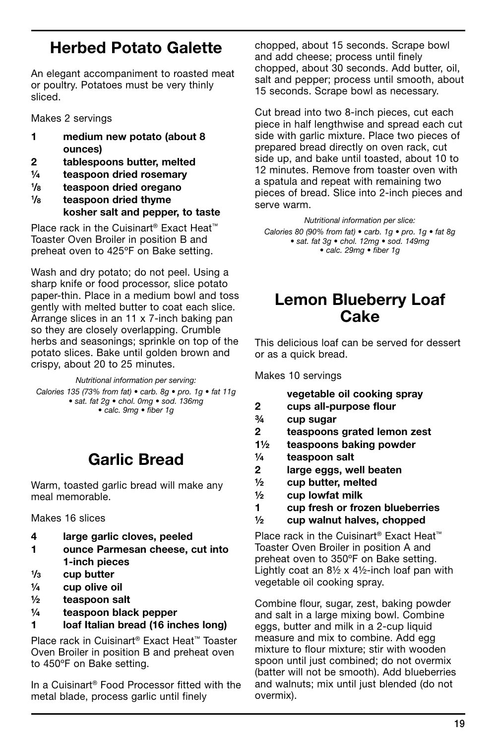## Herbed Potato Galette

An elegant accompaniment to roasted meat or poultry. Potatoes must be very thinly sliced.

Makes 2 servings

- **1 medium new potato (about 8 ounces)**
- **2 tablespoons butter, melted**
- **¼ teaspoon dried rosemary**
- **⅛ teaspoon dried oregano**
- **⅛ teaspoon dried thyme**
- **kosher salt and pepper, to taste**

Place rack in the Cuisinart® Exact Heat™ Toaster Oven Broiler in position B and preheat oven to 425ºF on Bake setting.

Wash and dry potato; do not peel. Using a sharp knife or food processor, slice potato paper-thin. Place in a medium bowl and toss gently with melted butter to coat each slice. Arrange slices in an 11 x 7-inch baking pan so they are closely overlapping. Crumble herbs and seasonings; sprinkle on top of the potato slices. Bake until golden brown and crispy, about 20 to 25 minutes.

*Nutritional information per serving:*
*Calories 135 (73% from fat) • carb. 8g • pro. 1g • fat 11g • sat. fat 2g • chol. 0mg • sod. 136mg • calc. 9mg • fiber 1g*

## Garlic Bread

Warm, toasted garlic bread will make any meal memorable.

Makes 16 slices

- **4 large garlic cloves, peeled**
- **1 ounce Parmesan cheese, cut into 1-inch pieces**
- **⅓ cup butter**
- **¼ cup olive oil**
- **½ teaspoon salt**
- **¼ teaspoon black pepper**
- **1 loaf Italian bread (16 inches long)**

Place rack in Cuisinart® Exact Heat™ Toaster Oven Broiler in position B and preheat oven to 450ºF on Bake setting.

In a Cuisinart® Food Processor fitted with the metal blade, process garlic until finely chopped, about 15 seconds. Scrape bowl and add cheese; process until finely chopped, about 30 seconds. Add butter, oil, salt and pepper; process until smooth, about 15 seconds. Scrape bowl as necessary.

Cut bread into two 8-inch pieces, cut each piece in half lengthwise and spread each cut side with garlic mixture. Place two pieces of prepared bread directly on oven rack, cut side up, and bake until toasted, about 10 to 12 minutes. Remove from toaster oven with a spatula and repeat with remaining two pieces of bread. Slice into 2-inch pieces and serve warm.

*Nutritional information per slice:*
*Calories 80 (90% from fat) • carb. 1g • pro. 1g • fat 8g • sat. fat 3g • chol. 12mg • sod. 149mg • calc. 29mg • fiber 1g*

## Lemon Blueberry Loaf Cake

This delicious loaf can be served for dessert or as a quick bread.

Makes 10 servings

- **vegetable oil cooking spray**
- **2 cups all-purpose flour**
- **¾ cup sugar**
- **2 teaspoons grated lemon zest**
- **1½ teaspoons baking powder**
- **¼ teaspoon salt**
- **2 large eggs, well beaten**
- **½ cup butter, melted**
- **½ cup lowfat milk**
- **1 cup fresh or frozen blueberries**
- **½ cup walnut halves, chopped**

Place rack in the Cuisinart® Exact Heat™ Toaster Oven Broiler in position A and preheat oven to 350ºF on Bake setting. Lightly coat an 8½ x 4½-inch loaf pan with vegetable oil cooking spray.

Combine flour, sugar, zest, baking powder and salt in a large mixing bowl. Combine eggs, butter and milk in a 2-cup liquid measure and mix to combine. Add egg mixture to flour mixture; stir with wooden spoon until just combined; do not overmix (batter will not be smooth). Add blueberries and walnuts; mix until just blended (do not overmix).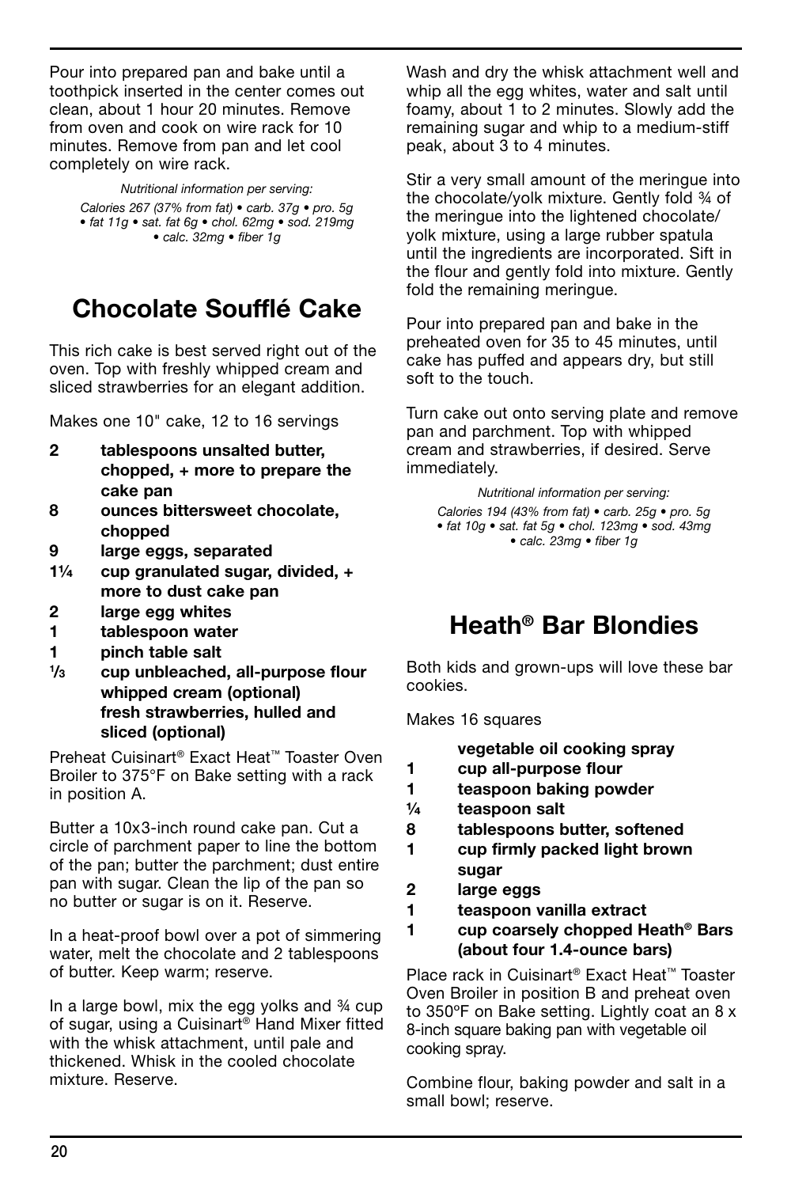Pour into prepared pan and bake until a toothpick inserted in the center comes out clean, about 1 hour 20 minutes. Remove from oven and cook on wire rack for 10 minutes. Remove from pan and let cool completely on wire rack.

*Nutritional information per serving:*

*Calories 267 (37% from fat) • carb. 37g • pro. 5g • fat 11g • sat. fat 6g • chol. 62mg • sod. 219mg • calc. 32mg • fiber 1g*

# Chocolate Soufflé Cake

This rich cake is best served right out of the oven. Top with freshly whipped cream and sliced strawberries for an elegant addition.

Makes one 10" cake, 12 to 16 servings

- **2 tablespoons unsalted butter, chopped, + more to prepare the cake pan**
- **8 ounces bittersweet chocolate, chopped**
- **9 large eggs, separated**
- **1¼ cup granulated sugar, divided, + more to dust cake pan**
- **2 large egg whites**
- **1 tablespoon water**
- **1 pinch table salt**
- **⅓ cup unbleached, all-purpose flour**
- **whipped cream (optional)**
- **fresh strawberries, hulled and sliced (optional)**

Preheat Cuisinart® Exact Heat™ Toaster Oven Broiler to 375°F on Bake setting with a rack in position A.

Butter a 10x3-inch round cake pan. Cut a circle of parchment paper to line the bottom of the pan; butter the parchment; dust entire pan with sugar. Clean the lip of the pan so no butter or sugar is on it. Reserve.

In a heat-proof bowl over a pot of simmering water, melt the chocolate and 2 tablespoons of butter. Keep warm; reserve.

In a large bowl, mix the egg yolks and ¾ cup of sugar, using a Cuisinart® Hand Mixer fitted with the whisk attachment, until pale and thickened. Whisk in the cooled chocolate mixture. Reserve.

Wash and dry the whisk attachment well and whip all the egg whites, water and salt until foamy, about 1 to 2 minutes. Slowly add the remaining sugar and whip to a medium-stiff peak, about 3 to 4 minutes.

Stir a very small amount of the meringue into the chocolate/yolk mixture. Gently fold ¾ of the meringue into the lightened chocolate/yolk mixture, using a large rubber spatula until the ingredients are incorporated. Sift in the flour and gently fold into mixture. Gently fold the remaining meringue.

Pour into prepared pan and bake in the preheated oven for 35 to 45 minutes, until cake has puffed and appears dry, but still soft to the touch.

Turn cake out onto serving plate and remove pan and parchment. Top with whipped cream and strawberries, if desired. Serve immediately.

*Nutritional information per serving:*

*Calories 194 (43% from fat) • carb. 25g • pro. 5g • fat 10g • sat. fat 5g • chol. 123mg • sod. 43mg • calc. 23mg • fiber 1g*

# Heath® Bar Blondies

Both kids and grown-ups will love these bar cookies.

Makes 16 squares

- **vegetable oil cooking spray**
- **1 cup all-purpose flour**
- **1 teaspoon baking powder**
- **¼ teaspoon salt**
- **8 tablespoons butter, softened**
- **1 cup firmly packed light brown sugar**
- **2 large eggs**
- **1 teaspoon vanilla extract**
- **1 cup coarsely chopped Heath® Bars (about four 1.4-ounce bars)**

Place rack in Cuisinart® Exact Heat™ Toaster Oven Broiler in position B and preheat oven to 350ºF on Bake setting. Lightly coat an 8 x 8-inch square baking pan with vegetable oil cooking spray.

Combine flour, baking powder and salt in a small bowl; reserve.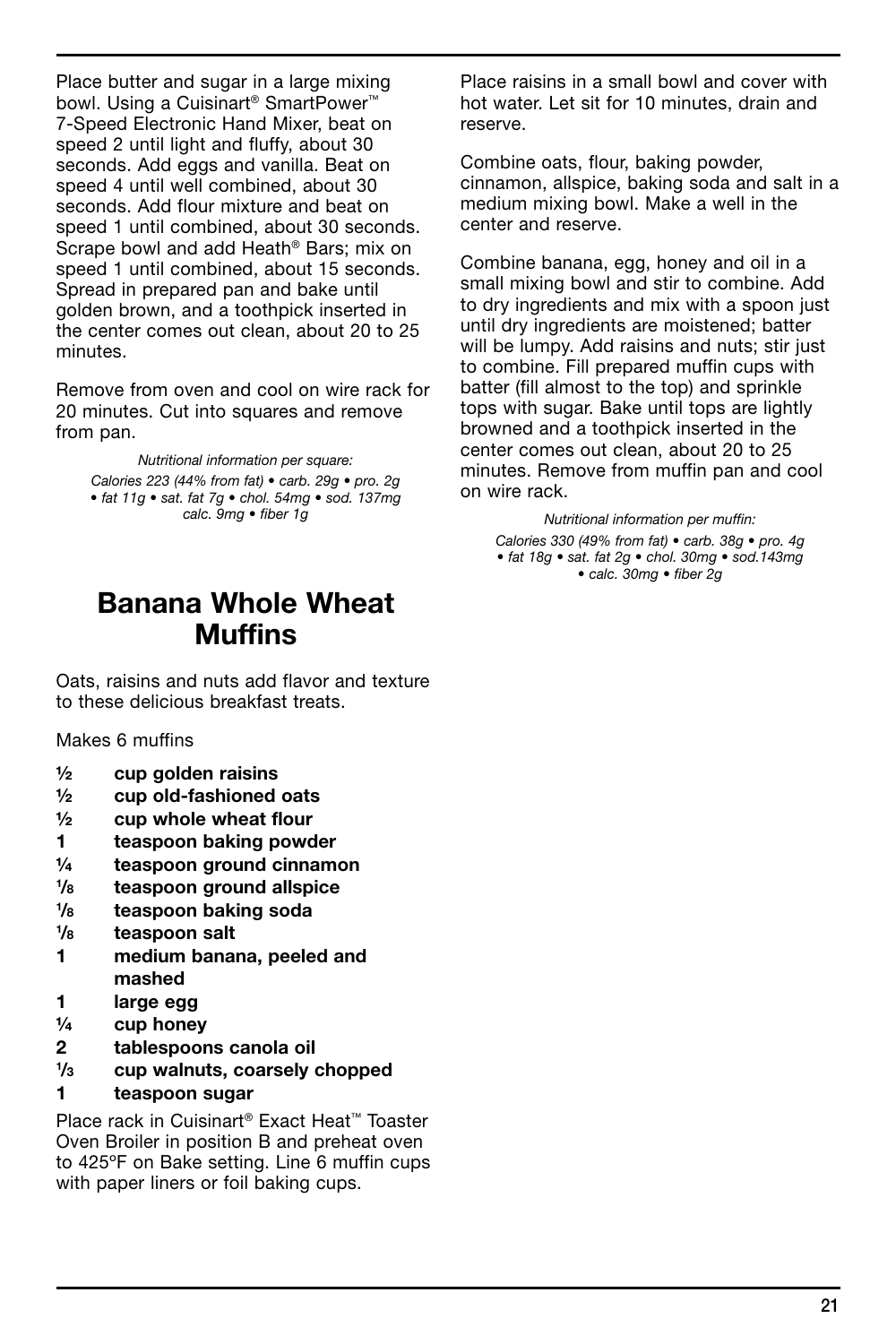Place butter and sugar in a large mixing bowl. Using a Cuisinart® SmartPower™ 7-Speed Electronic Hand Mixer, beat on speed 2 until light and fluffy, about 30 seconds. Add eggs and vanilla. Beat on speed 4 until well combined, about 30 seconds. Add flour mixture and beat on speed 1 until combined, about 30 seconds. Scrape bowl and add Heath® Bars; mix on speed 1 until combined, about 15 seconds. Spread in prepared pan and bake until golden brown, and a toothpick inserted in the center comes out clean, about 20 to 25 minutes.

Remove from oven and cool on wire rack for 20 minutes. Cut into squares and remove from pan.

*Nutritional information per square:*
*Calories 223 (44% from fat) • carb. 29g • pro. 2g • fat 11g • sat. fat 7g • chol. 54mg • sod. 137mg calc. 9mg • fiber 1g*

# Banana Whole Wheat Muffins

Oats, raisins and nuts add flavor and texture to these delicious breakfast treats.

Makes 6 muffins

- **½ cup golden raisins**
- **½ cup old-fashioned oats**
- **½ cup whole wheat flour**
- **1 teaspoon baking powder**
- **¼ teaspoon ground cinnamon**
- **⅛ teaspoon ground allspice**
- **⅛ teaspoon baking soda**
- **⅛ teaspoon salt**
- **1 medium banana, peeled and mashed**
- **1 large egg**
- **¼ cup honey**
- **2 tablespoons canola oil**
- **⅓ cup walnuts, coarsely chopped**
- **1 teaspoon sugar**

Place rack in Cuisinart® Exact Heat™ Toaster Oven Broiler in position B and preheat oven to 425ºF on Bake setting. Line 6 muffin cups with paper liners or foil baking cups.

Place raisins in a small bowl and cover with hot water. Let sit for 10 minutes, drain and reserve.

Combine oats, flour, baking powder, cinnamon, allspice, baking soda and salt in a medium mixing bowl. Make a well in the center and reserve.

Combine banana, egg, honey and oil in a small mixing bowl and stir to combine. Add to dry ingredients and mix with a spoon just until dry ingredients are moistened; batter will be lumpy. Add raisins and nuts; stir just to combine. Fill prepared muffin cups with batter (fill almost to the top) and sprinkle tops with sugar. Bake until tops are lightly browned and a toothpick inserted in the center comes out clean, about 20 to 25 minutes. Remove from muffin pan and cool on wire rack.

*Nutritional information per muffin:*
*Calories 330 (49% from fat) • carb. 38g • pro. 4g • fat 18g • sat. fat 2g • chol. 30mg • sod.143mg • calc. 30mg • fiber 2g*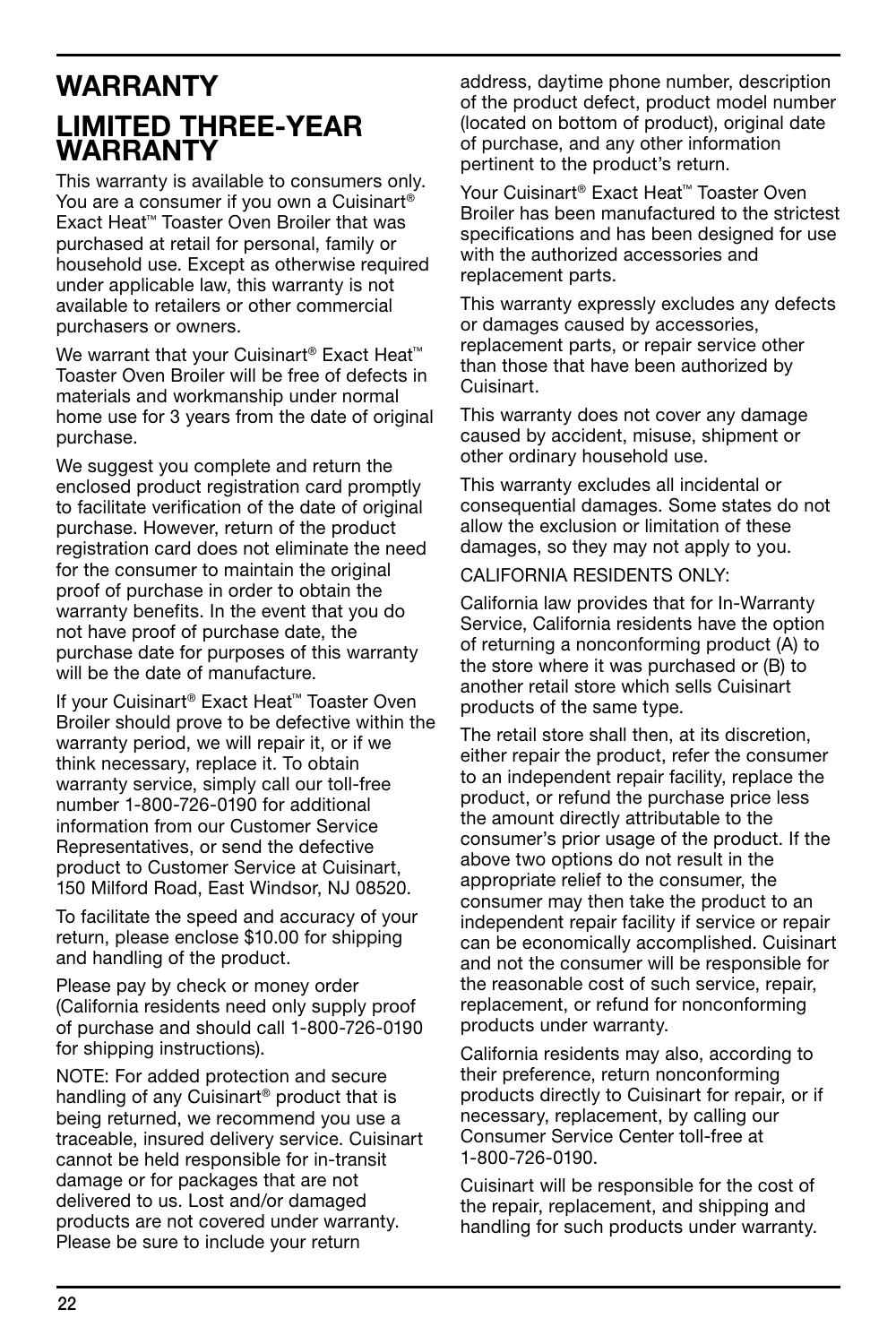# WARRANTY

## LIMITED THREE-YEAR WARRANTY

This warranty is available to consumers only. You are a consumer if you own a Cuisinart® Exact Heat™ Toaster Oven Broiler that was purchased at retail for personal, family or household use. Except as otherwise required under applicable law, this warranty is not available to retailers or other commercial purchasers or owners.

We warrant that your Cuisinart® Exact Heat™ Toaster Oven Broiler will be free of defects in materials and workmanship under normal home use for 3 years from the date of original purchase.

We suggest you complete and return the enclosed product registration card promptly to facilitate verification of the date of original purchase. However, return of the product registration card does not eliminate the need for the consumer to maintain the original proof of purchase in order to obtain the warranty benefits. In the event that you do not have proof of purchase date, the purchase date for purposes of this warranty will be the date of manufacture.

If your Cuisinart® Exact Heat™ Toaster Oven Broiler should prove to be defective within the warranty period, we will repair it, or if we think necessary, replace it. To obtain warranty service, simply call our toll-free number 1-800-726-0190 for additional information from our Customer Service Representatives, or send the defective product to Customer Service at Cuisinart, 150 Milford Road, East Windsor, NJ 08520.

To facilitate the speed and accuracy of your return, please enclose $10.00 for shipping and handling of the product.

Please pay by check or money order (California residents need only supply proof of purchase and should call 1-800-726-0190 for shipping instructions).

NOTE: For added protection and secure handling of any Cuisinart® product that is being returned, we recommend you use a traceable, insured delivery service. Cuisinart cannot be held responsible for in-transit damage or for packages that are not delivered to us. Lost and/or damaged products are not covered under warranty. Please be sure to include your return address, daytime phone number, description of the product defect, product model number (located on bottom of product), original date of purchase, and any other information pertinent to the product's return.

Your Cuisinart® Exact Heat™ Toaster Oven Broiler has been manufactured to the strictest specifications and has been designed for use with the authorized accessories and replacement parts.

This warranty expressly excludes any defects or damages caused by accessories, replacement parts, or repair service other than those that have been authorized by Cuisinart.

This warranty does not cover any damage caused by accident, misuse, shipment or other ordinary household use.

This warranty excludes all incidental or consequential damages. Some states do not allow the exclusion or limitation of these damages, so they may not apply to you.

CALIFORNIA RESIDENTS ONLY:

California law provides that for In-Warranty Service, California residents have the option of returning a nonconforming product (A) to the store where it was purchased or (B) to another retail store which sells Cuisinart products of the same type.

The retail store shall then, at its discretion, either repair the product, refer the consumer to an independent repair facility, replace the product, or refund the purchase price less the amount directly attributable to the consumer's prior usage of the product. If the above two options do not result in the appropriate relief to the consumer, the consumer may then take the product to an independent repair facility if service or repair can be economically accomplished. Cuisinart and not the consumer will be responsible for the reasonable cost of such service, repair, replacement, or refund for nonconforming products under warranty.

California residents may also, according to their preference, return nonconforming products directly to Cuisinart for repair, or if necessary, replacement, by calling our Consumer Service Center toll-free at 1-800-726-0190.

Cuisinart will be responsible for the cost of the repair, replacement, and shipping and handling for such products under warranty.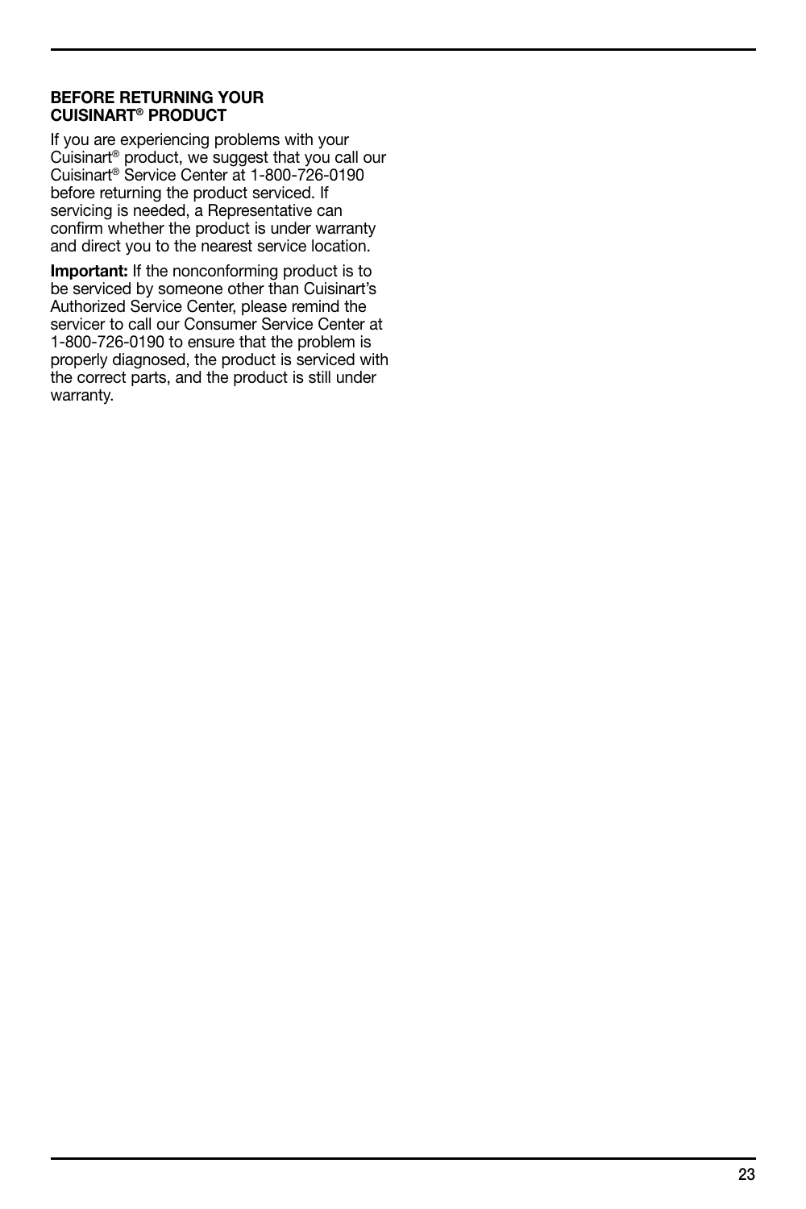## BEFORE RETURNING YOUR CUISINART® PRODUCT

If you are experiencing problems with your Cuisinart® product, we suggest that you call our Cuisinart® Service Center at 1-800-726-0190 before returning the product serviced. If servicing is needed, a Representative can confirm whether the product is under warranty and direct you to the nearest service location.

**Important:** If the nonconforming product is to be serviced by someone other than Cuisinart's Authorized Service Center, please remind the servicer to call our Consumer Service Center at 1-800-726-0190 to ensure that the problem is properly diagnosed, the product is serviced with the correct parts, and the product is still under warranty.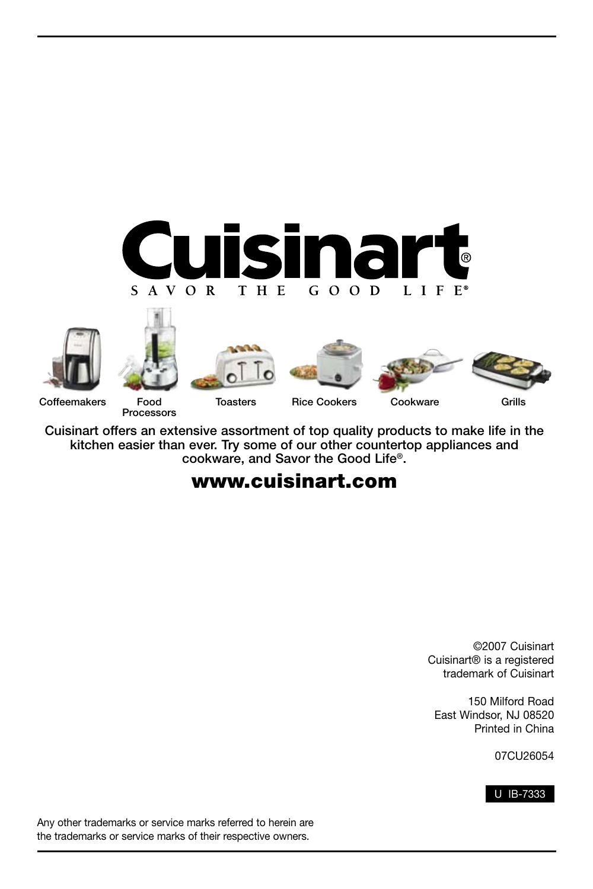# Cuisinart®

SAVOR THE GOOD LIFE®

Coffeemakers | Food Processors | Toasters | Rice Cookers | Cookware | Grills

**Cuisinart offers an extensive assortment of top quality products to make life in the kitchen easier than ever. Try some of our other countertop appliances and cookware, and Savor the Good Life®.**

**www.cuisinart.com**

©2007 Cuisinart
Cuisinart® is a registered trademark of Cuisinart

150 Milford Road
East Windsor, NJ 08520
Printed in China

07CU26054

U IB-7333

Any other trademarks or service marks referred to herein are the trademarks or service marks of their respective owners.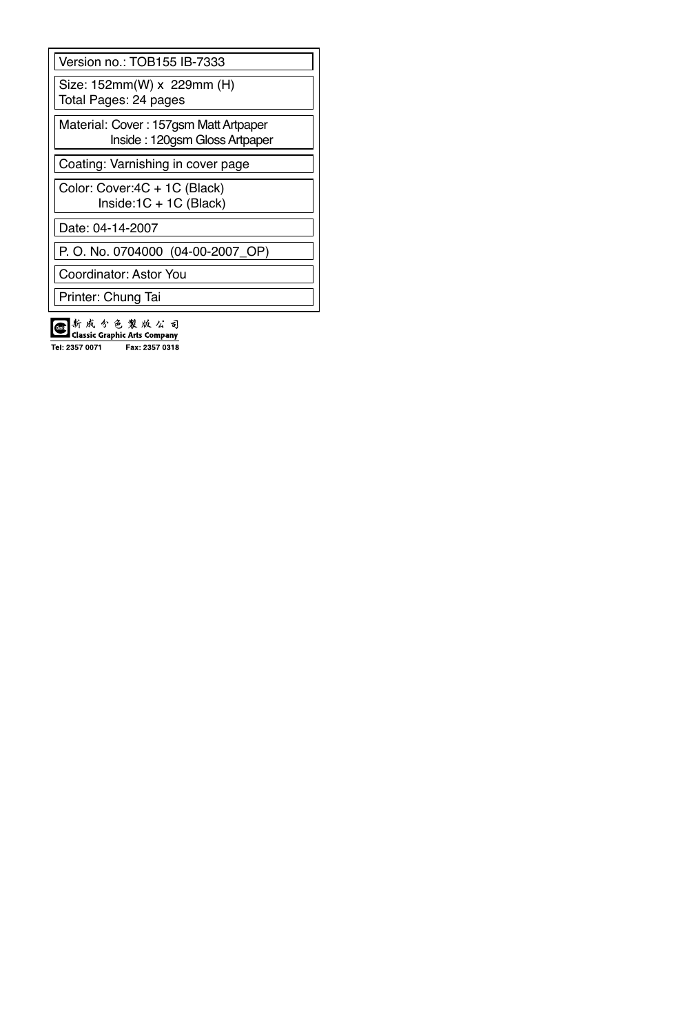Version no.: TOB155 IB-7333

Size: 152mm(W) x 229mm (H)
Total Pages: 24 pages

Material: Cover : 157gsm Matt Artpaper
Inside : 120gsm Gloss Artpaper

Coating: Varnishing in cover page

Color: Cover:4C + 1C (Black)
Inside:1C + 1C (Black)

Date: 04-14-2007

P. O. No. 0704000 (04-00-2007_OP)

Coordinator: Astor You

Printer: Chung Tai

新成分色製版公司
Classic Graphic Arts Company
Tel: 2357 0071 Fax: 2357 0318